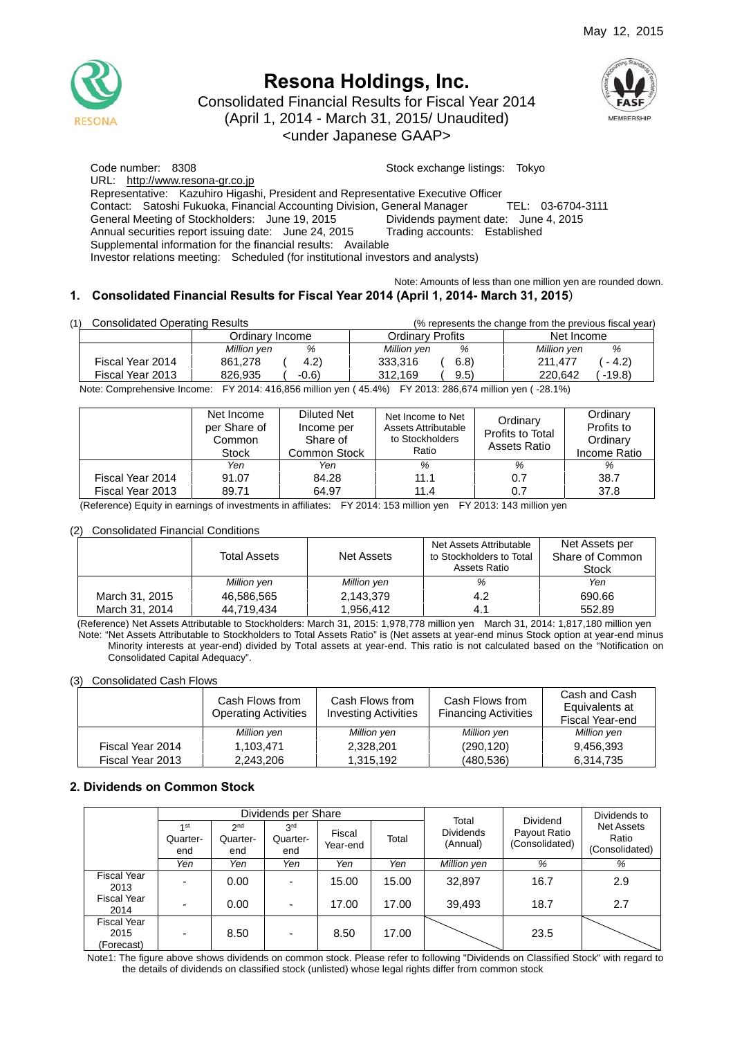May 12, 2015

# Resona Holdings, Inc.

Consolidated Financial Results for Fiscal Year 2014
(April 1, 2014 - March 31, 2015/ Unaudited)
<under Japanese GAAP>

Code number: 8308　　Stock exchange listings: Tokyo
URL: http://www.resona-gr.co.jp
Representative: Kazuhiro Higashi, President and Representative Executive Officer
Contact: Satoshi Fukuoka, Financial Accounting Division, General Manager　　TEL: 03-6704-3111
General Meeting of Stockholders: June 19, 2015　　Dividends payment date: June 4, 2015
Annual securities report issuing date: June 24, 2015　　Trading accounts: Established
Supplemental information for the financial results: Available
Investor relations meeting: Scheduled (for institutional investors and analysts)

Note: Amounts of less than one million yen are rounded down.

## 1. Consolidated Financial Results for Fiscal Year 2014 (April 1, 2014- March 31, 2015)

(1) Consolidated Operating Results　　(% represents the change from the previous fiscal year)

| | Ordinary Income | | Ordinary Profits | | Net Income | |
|---|---|---|---|---|---|---|
| | Million yen | % | Million yen | % | Million yen | % |
| Fiscal Year 2014 | 861,278 | ( 4.2) | 333,316 | ( 6.8) | 211,477 | ( - 4.2) |
| Fiscal Year 2013 | 826,935 | ( -0.6) | 312,169 | ( 9.5) | 220,642 | ( -19.8) |

Note: Comprehensive Income: FY 2014: 416,856 million yen ( 45.4%) FY 2013: 286,674 million yen ( -28.1%)

| | Net Income per Share of Common Stock | Diluted Net Income per Share of Common Stock | Net Income to Net Assets Attributable to Stockholders Ratio | Ordinary Profits to Total Assets Ratio | Ordinary Profits to Ordinary Income Ratio |
|---|---|---|---|---|---|
| | Yen | Yen | % | % | % |
| Fiscal Year 2014 | 91.07 | 84.28 | 11.1 | 0.7 | 38.7 |
| Fiscal Year 2013 | 89.71 | 64.97 | 11.4 | 0.7 | 37.8 |

(Reference) Equity in earnings of investments in affiliates: FY 2014: 153 million yen FY 2013: 143 million yen

(2) Consolidated Financial Conditions

| | Total Assets | Net Assets | Net Assets Attributable to Stockholders to Total Assets Ratio | Net Assets per Share of Common Stock |
|---|---|---|---|---|
| | Million yen | Million yen | % | Yen |
| March 31, 2015 | 46,586,565 | 2,143,379 | 4.2 | 690.66 |
| March 31, 2014 | 44,719,434 | 1,956,412 | 4.1 | 552.89 |

(Reference) Net Assets Attributable to Stockholders: March 31, 2015: 1,978,778 million yen March 31, 2014: 1,817,180 million yen
Note: "Net Assets Attributable to Stockholders to Total Assets Ratio" is (Net assets at year-end minus Stock option at year-end minus Minority interests at year-end) divided by Total assets at year-end. This ratio is not calculated based on the "Notification on Consolidated Capital Adequacy".

(3) Consolidated Cash Flows

| | Cash Flows from Operating Activities | Cash Flows from Investing Activities | Cash Flows from Financing Activities | Cash and Cash Equivalents at Fiscal Year-end |
|---|---|---|---|---|
| | Million yen | Million yen | Million yen | Million yen |
| Fiscal Year 2014 | 1,103,471 | 2,328,201 | (290,120) | 9,456,393 |
| Fiscal Year 2013 | 2,243,206 | 1,315,192 | (480,536) | 6,314,735 |

## 2. Dividends on Common Stock

| | Dividends per Share | | | | | Total Dividends (Annual) | Dividend Payout Ratio (Consolidated) | Dividends to Net Assets Ratio (Consolidated) |
|---|---|---|---|---|---|---|---|---|
| | 1st Quarter-end | 2nd Quarter-end | 3rd Quarter-end | Fiscal Year-end | Total | | | |
| | Yen | Yen | Yen | Yen | Yen | Million yen | % | % |
| Fiscal Year 2013 | - | 0.00 | - | 15.00 | 15.00 | 32,897 | 16.7 | 2.9 |
| Fiscal Year 2014 | - | 0.00 | - | 17.00 | 17.00 | 39,493 | 18.7 | 2.7 |
| Fiscal Year 2015 (Forecast) | - | 8.50 | - | 8.50 | 17.00 | | 23.5 | |

Note1: The figure above shows dividends on common stock. Please refer to following "Dividends on Classified Stock" with regard to the details of dividends on classified stock (unlisted) whose legal rights differ from common stock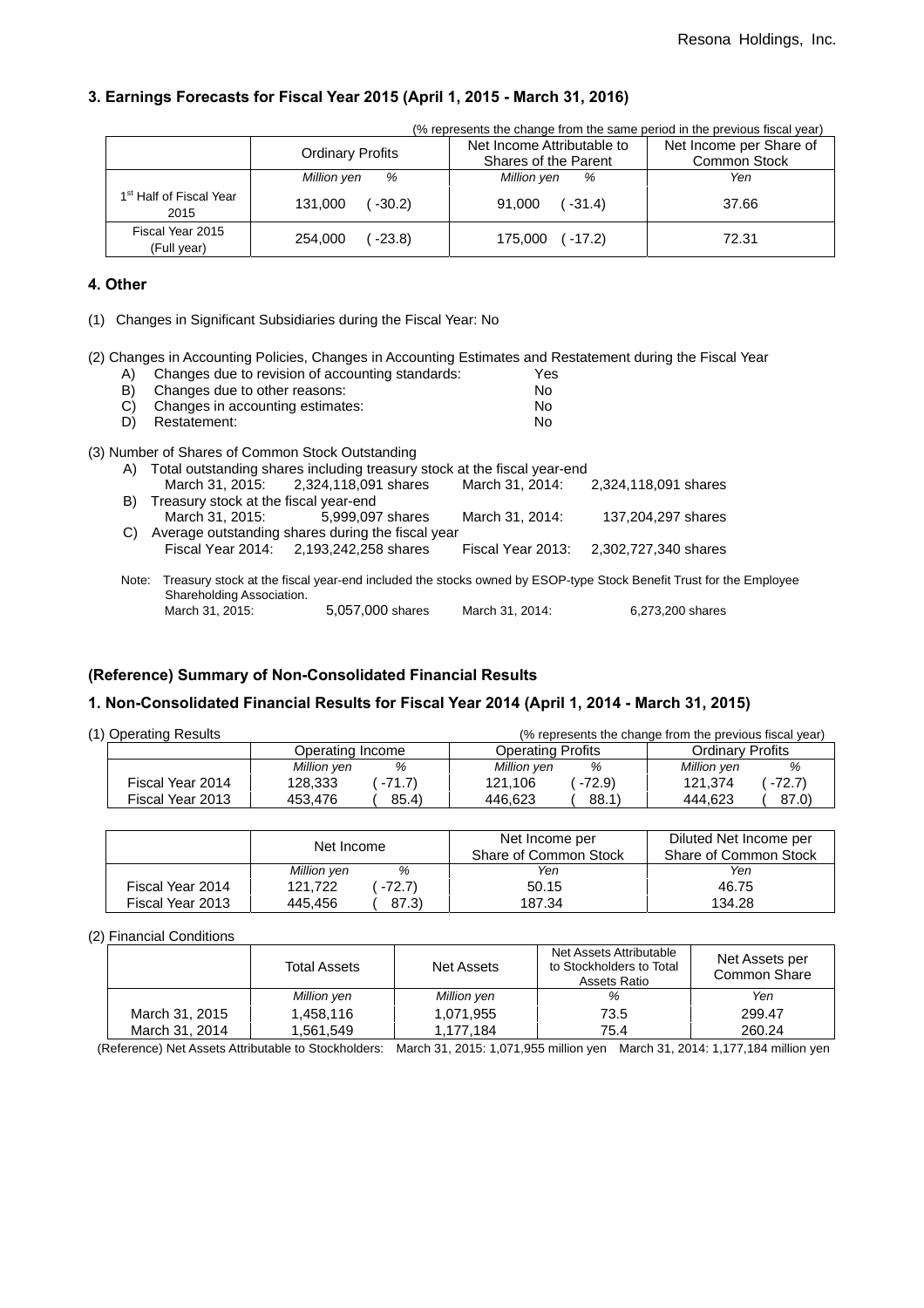## 3. Earnings Forecasts for Fiscal Year 2015 (April 1, 2015 - March 31, 2016)

(% represents the change from the same period in the previous fiscal year)

| | Ordinary Profits | | Net Income Attributable to Shares of the Parent | | Net Income per Share of Common Stock |
|---|---|---|---|---|---|
| | *Million yen* | *%* | *Million yen* | *%* | *Yen* |
| 1st Half of Fiscal Year 2015 | 131,000 | ( -30.2) | 91,000 | ( -31.4) | 37.66 |
| Fiscal Year 2015 (Full year) | 254,000 | ( -23.8) | 175,000 | ( -17.2) | 72.31 |

## 4. Other

(1) Changes in Significant Subsidiaries during the Fiscal Year: No

(2) Changes in Accounting Policies, Changes in Accounting Estimates and Restatement during the Fiscal Year

- A) Changes due to revision of accounting standards: Yes
- B) Changes due to other reasons: No
- C) Changes in accounting estimates: No
- D) Restatement: No

(3) Number of Shares of Common Stock Outstanding

- A) Total outstanding shares including treasury stock at the fiscal year-end
  - March 31, 2015: 2,324,118,091 shares    March 31, 2014: 2,324,118,091 shares
- B) Treasury stock at the fiscal year-end
  - March 31, 2015: 5,999,097 shares    March 31, 2014: 137,204,297 shares
- C) Average outstanding shares during the fiscal year
  - Fiscal Year 2014: 2,193,242,258 shares    Fiscal Year 2013: 2,302,727,340 shares

Note: Treasury stock at the fiscal year-end included the stocks owned by ESOP-type Stock Benefit Trust for the Employee Shareholding Association.
March 31, 2015: 5,057,000 shares    March 31, 2014: 6,273,200 shares

## (Reference) Summary of Non-Consolidated Financial Results

## 1. Non-Consolidated Financial Results for Fiscal Year 2014 (April 1, 2014 - March 31, 2015)

(1) Operating Results (% represents the change from the previous fiscal year)

| | Operating Income | | Operating Profits | | Ordinary Profits | |
|---|---|---|---|---|---|---|
| | *Million yen* | *%* | *Million yen* | *%* | *Million yen* | *%* |
| Fiscal Year 2014 | 128,333 | ( -71.7) | 121,106 | ( -72.9) | 121,374 | ( -72.7) |
| Fiscal Year 2013 | 453,476 | ( 85.4) | 446,623 | ( 88.1) | 444,623 | ( 87.0) |

| | Net Income | | Net Income per Share of Common Stock | Diluted Net Income per Share of Common Stock |
|---|---|---|---|---|
| | *Million yen* | *%* | *Yen* | *Yen* |
| Fiscal Year 2014 | 121,722 | ( -72.7) | 50.15 | 46.75 |
| Fiscal Year 2013 | 445,456 | ( 87.3) | 187.34 | 134.28 |

(2) Financial Conditions

| | Total Assets | Net Assets | Net Assets Attributable to Stockholders to Total Assets Ratio | Net Assets per Common Share |
|---|---|---|---|---|
| | *Million yen* | *Million yen* | *%* | *Yen* |
| March 31, 2015 | 1,458,116 | 1,071,955 | 73.5 | 299.47 |
| March 31, 2014 | 1,561,549 | 1,177,184 | 75.4 | 260.24 |

(Reference) Net Assets Attributable to Stockholders: March 31, 2015: 1,071,955 million yen March 31, 2014: 1,177,184 million yen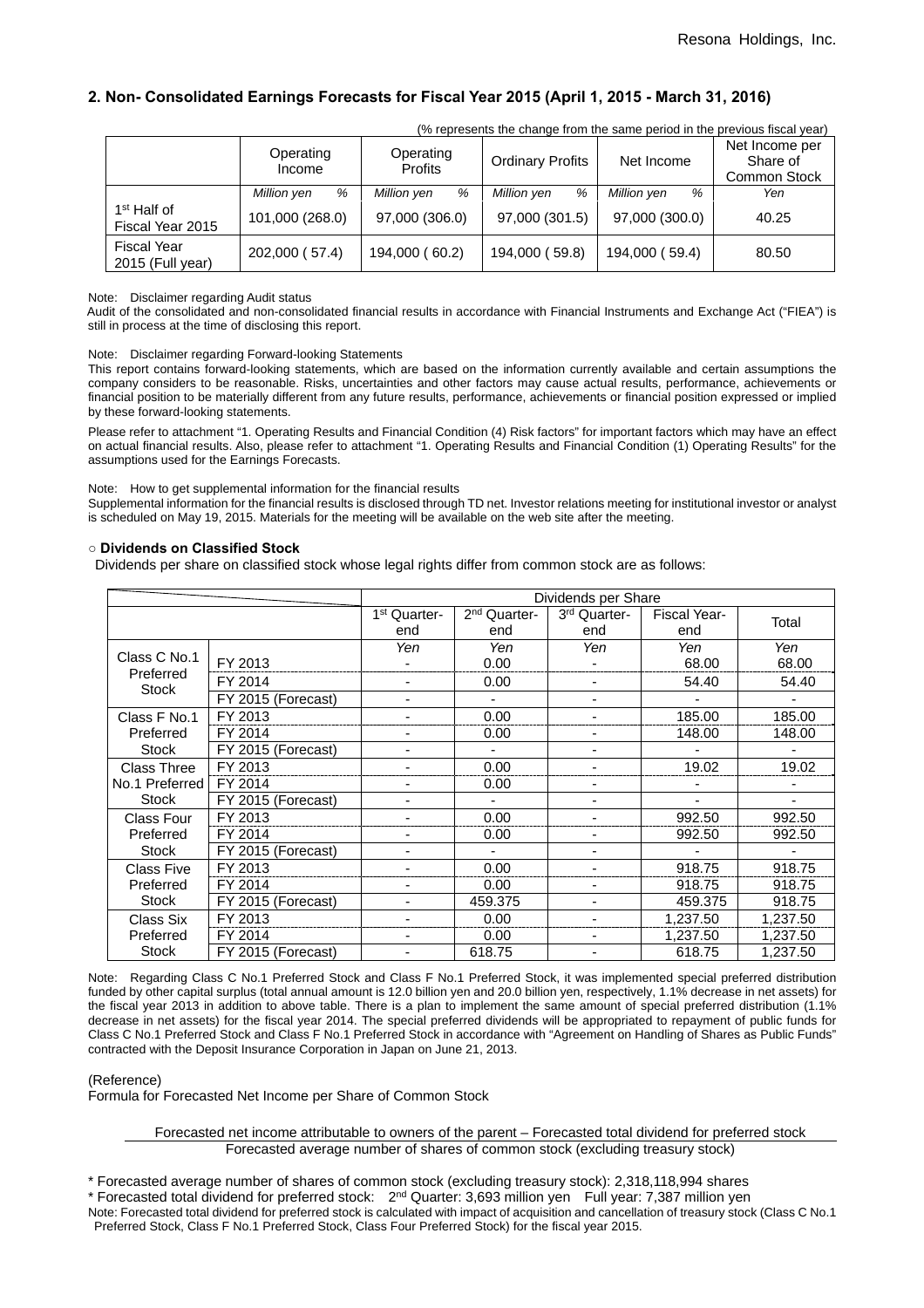## 2. Non- Consolidated Earnings Forecasts for Fiscal Year 2015 (April 1, 2015 - March 31, 2016)

(% represents the change from the same period in the previous fiscal year)

| | Operating Income | Operating Profits | Ordinary Profits | Net Income | Net Income per Share of Common Stock |
|---|---|---|---|---|---|
| | *Million yen %* | *Million yen %* | *Million yen %* | *Million yen %* | *Yen* |
| 1st Half of Fiscal Year 2015 | 101,000 (268.0) | 97,000 (306.0) | 97,000 (301.5) | 97,000 (300.0) | 40.25 |
| Fiscal Year 2015 (Full year) | 202,000 ( 57.4) | 194,000 ( 60.2) | 194,000 ( 59.8) | 194,000 ( 59.4) | 80.50 |

Note: Disclaimer regarding Audit status

Audit of the consolidated and non-consolidated financial results in accordance with Financial Instruments and Exchange Act ("FIEA") is still in process at the time of disclosing this report.

Note: Disclaimer regarding Forward-looking Statements

This report contains forward-looking statements, which are based on the information currently available and certain assumptions the company considers to be reasonable. Risks, uncertainties and other factors may cause actual results, performance, achievements or financial position to be materially different from any future results, performance, achievements or financial position expressed or implied by these forward-looking statements.

Please refer to attachment "1. Operating Results and Financial Condition (4) Risk factors" for important factors which may have an effect on actual financial results. Also, please refer to attachment "1. Operating Results and Financial Condition (1) Operating Results" for the assumptions used for the Earnings Forecasts.

Note: How to get supplemental information for the financial results

Supplemental information for the financial results is disclosed through TD net. Investor relations meeting for institutional investor or analyst is scheduled on May 19, 2015. Materials for the meeting will be available on the web site after the meeting.

### ○ Dividends on Classified Stock

Dividends per share on classified stock whose legal rights differ from common stock are as follows:

| | | Dividends per Share | | | | |
|---|---|---|---|---|---|---|
| | | 1st Quarter-end | 2nd Quarter-end | 3rd Quarter-end | Fiscal Year-end | Total |
| | | Yen | Yen | Yen | Yen | Yen |
| Class C No.1 Preferred Stock | FY 2013 | - | 0.00 | - | 68.00 | 68.00 |
| | FY 2014 | - | 0.00 | - | 54.40 | 54.40 |
| | FY 2015 (Forecast) | - | - | - | - | - |
| Class F No.1 Preferred Stock | FY 2013 | - | 0.00 | - | 185.00 | 185.00 |
| | FY 2014 | - | 0.00 | - | 148.00 | 148.00 |
| | FY 2015 (Forecast) | - | - | - | - | - |
| Class Three No.1 Preferred Stock | FY 2013 | - | 0.00 | - | 19.02 | 19.02 |
| | FY 2014 | - | 0.00 | - | - | - |
| | FY 2015 (Forecast) | - | - | - | - | - |
| Class Four Preferred Stock | FY 2013 | - | 0.00 | - | 992.50 | 992.50 |
| | FY 2014 | - | 0.00 | - | 992.50 | 992.50 |
| | FY 2015 (Forecast) | - | - | - | - | - |
| Class Five Preferred Stock | FY 2013 | - | 0.00 | - | 918.75 | 918.75 |
| | FY 2014 | - | 0.00 | - | 918.75 | 918.75 |
| | FY 2015 (Forecast) | - | 459.375 | - | 459.375 | 918.75 |
| Class Six Preferred Stock | FY 2013 | - | 0.00 | - | 1,237.50 | 1,237.50 |
| | FY 2014 | - | 0.00 | - | 1,237.50 | 1,237.50 |
| | FY 2015 (Forecast) | - | 618.75 | - | 618.75 | 1,237.50 |

Note: Regarding Class C No.1 Preferred Stock and Class F No.1 Preferred Stock, it was implemented special preferred distribution funded by other capital surplus (total annual amount is 12.0 billion yen and 20.0 billion yen, respectively, 1.1% decrease in net assets) for the fiscal year 2013 in addition to above table. There is a plan to implement the same amount of special preferred distribution (1.1% decrease in net assets) for the fiscal year 2014. The special preferred dividends will be appropriated to repayment of public funds for Class C No.1 Preferred Stock and Class F No.1 Preferred Stock in accordance with "Agreement on Handling of Shares as Public Funds" contracted with the Deposit Insurance Corporation in Japan on June 21, 2013.

(Reference)

Formula for Forecasted Net Income per Share of Common Stock

$$\frac{\text{Forecasted net income attributable to owners of the parent} - \text{Forecasted total dividend for preferred stock}}{\text{Forecasted average number of shares of common stock (excluding treasury stock)}}$$

* Forecasted average number of shares of common stock (excluding treasury stock): 2,318,118,994 shares
* Forecasted total dividend for preferred stock: 2nd Quarter: 3,693 million yen Full year: 7,387 million yen

Note: Forecasted total dividend for preferred stock is calculated with impact of acquisition and cancellation of treasury stock (Class C No.1 Preferred Stock, Class F No.1 Preferred Stock, Class Four Preferred Stock) for the fiscal year 2015.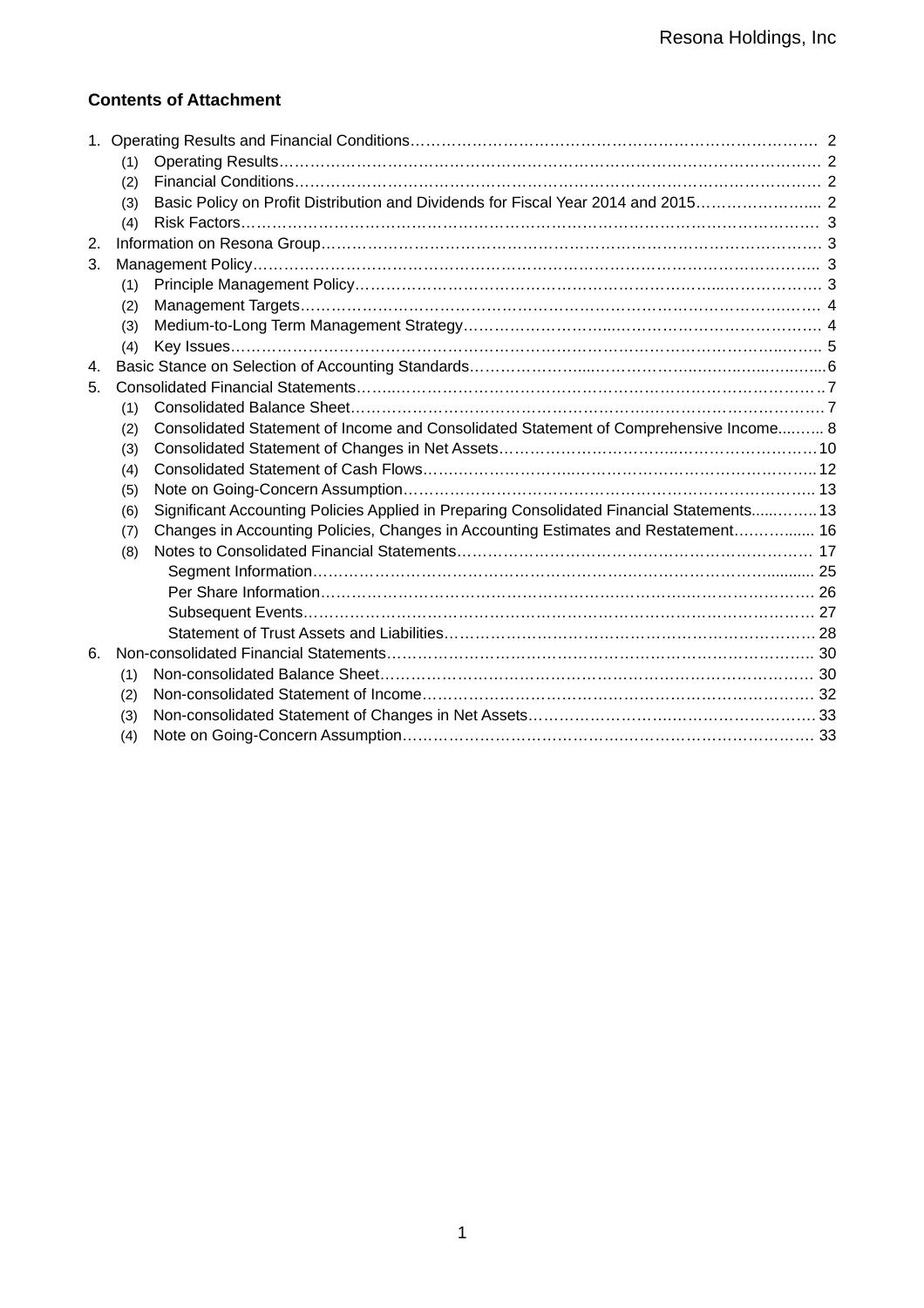## Contents of Attachment

1. Operating Results and Financial Conditions……… 2
   - (1) Operating Results……… 2
   - (2) Financial Conditions……… 2
   - (3) Basic Policy on Profit Distribution and Dividends for Fiscal Year 2014 and 2015……… 2
   - (4) Risk Factors……… 3
2. Information on Resona Group……… 3
3. Management Policy……… 3
   - (1) Principle Management Policy……… 3
   - (2) Management Targets……… 4
   - (3) Medium-to-Long Term Management Strategy……… 4
   - (4) Key Issues……… 5
4. Basic Stance on Selection of Accounting Standards……… 6
5. Consolidated Financial Statements……… 7
   - (1) Consolidated Balance Sheet……… 7
   - (2) Consolidated Statement of Income and Consolidated Statement of Comprehensive Income……… 8
   - (3) Consolidated Statement of Changes in Net Assets……… 10
   - (4) Consolidated Statement of Cash Flows……… 12
   - (5) Note on Going-Concern Assumption……… 13
   - (6) Significant Accounting Policies Applied in Preparing Consolidated Financial Statements……… 13
   - (7) Changes in Accounting Policies, Changes in Accounting Estimates and Restatement……… 16
   - (8) Notes to Consolidated Financial Statements……… 17
     - Segment Information……… 25
     - Per Share Information……… 26
     - Subsequent Events……… 27
     - Statement of Trust Assets and Liabilities……… 28
6. Non-consolidated Financial Statements……… 30
   - (1) Non-consolidated Balance Sheet……… 30
   - (2) Non-consolidated Statement of Income……… 32
   - (3) Non-consolidated Statement of Changes in Net Assets……… 33
   - (4) Note on Going-Concern Assumption……… 33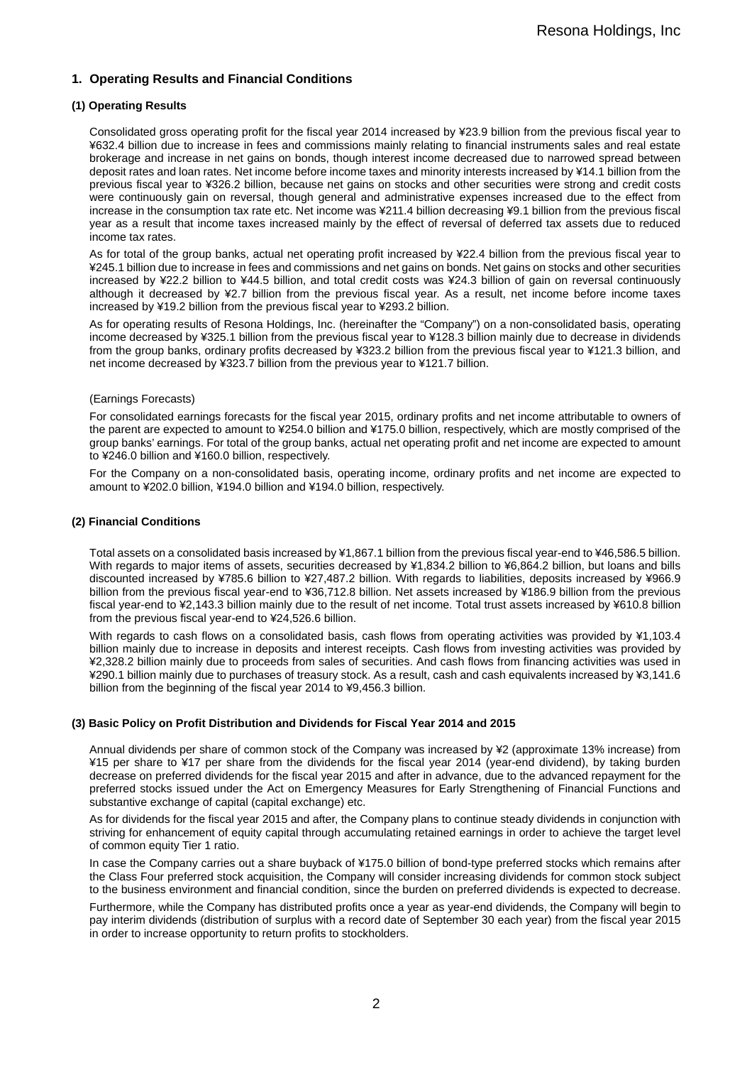## 1. Operating Results and Financial Conditions

### (1) Operating Results

Consolidated gross operating profit for the fiscal year 2014 increased by ¥23.9 billion from the previous fiscal year to ¥632.4 billion due to increase in fees and commissions mainly relating to financial instruments sales and real estate brokerage and increase in net gains on bonds, though interest income decreased due to narrowed spread between deposit rates and loan rates. Net income before income taxes and minority interests increased by ¥14.1 billion from the previous fiscal year to ¥326.2 billion, because net gains on stocks and other securities were strong and credit costs were continuously gain on reversal, though general and administrative expenses increased due to the effect from increase in the consumption tax rate etc. Net income was ¥211.4 billion decreasing ¥9.1 billion from the previous fiscal year as a result that income taxes increased mainly by the effect of reversal of deferred tax assets due to reduced income tax rates.

As for total of the group banks, actual net operating profit increased by ¥22.4 billion from the previous fiscal year to ¥245.1 billion due to increase in fees and commissions and net gains on bonds. Net gains on stocks and other securities increased by ¥22.2 billion to ¥44.5 billion, and total credit costs was ¥24.3 billion of gain on reversal continuously although it decreased by ¥2.7 billion from the previous fiscal year. As a result, net income before income taxes increased by ¥19.2 billion from the previous fiscal year to ¥293.2 billion.

As for operating results of Resona Holdings, Inc. (hereinafter the "Company") on a non-consolidated basis, operating income decreased by ¥325.1 billion from the previous fiscal year to ¥128.3 billion mainly due to decrease in dividends from the group banks, ordinary profits decreased by ¥323.2 billion from the previous fiscal year to ¥121.3 billion, and net income decreased by ¥323.7 billion from the previous year to ¥121.7 billion.

(Earnings Forecasts)

For consolidated earnings forecasts for the fiscal year 2015, ordinary profits and net income attributable to owners of the parent are expected to amount to ¥254.0 billion and ¥175.0 billion, respectively, which are mostly comprised of the group banks' earnings. For total of the group banks, actual net operating profit and net income are expected to amount to ¥246.0 billion and ¥160.0 billion, respectively.

For the Company on a non-consolidated basis, operating income, ordinary profits and net income are expected to amount to ¥202.0 billion, ¥194.0 billion and ¥194.0 billion, respectively.

### (2) Financial Conditions

Total assets on a consolidated basis increased by ¥1,867.1 billion from the previous fiscal year-end to ¥46,586.5 billion. With regards to major items of assets, securities decreased by ¥1,834.2 billion to ¥6,864.2 billion, but loans and bills discounted increased by ¥785.6 billion to ¥27,487.2 billion. With regards to liabilities, deposits increased by ¥966.9 billion from the previous fiscal year-end to ¥36,712.8 billion. Net assets increased by ¥186.9 billion from the previous fiscal year-end to ¥2,143.3 billion mainly due to the result of net income. Total trust assets increased by ¥610.8 billion from the previous fiscal year-end to ¥24,526.6 billion.

With regards to cash flows on a consolidated basis, cash flows from operating activities was provided by ¥1,103.4 billion mainly due to increase in deposits and interest receipts. Cash flows from investing activities was provided by ¥2,328.2 billion mainly due to proceeds from sales of securities. And cash flows from financing activities was used in ¥290.1 billion mainly due to purchases of treasury stock. As a result, cash and cash equivalents increased by ¥3,141.6 billion from the beginning of the fiscal year 2014 to ¥9,456.3 billion.

### (3) Basic Policy on Profit Distribution and Dividends for Fiscal Year 2014 and 2015

Annual dividends per share of common stock of the Company was increased by ¥2 (approximate 13% increase) from ¥15 per share to ¥17 per share from the dividends for the fiscal year 2014 (year-end dividend), by taking burden decrease on preferred dividends for the fiscal year 2015 and after in advance, due to the advanced repayment for the preferred stocks issued under the Act on Emergency Measures for Early Strengthening of Financial Functions and substantive exchange of capital (capital exchange) etc.

As for dividends for the fiscal year 2015 and after, the Company plans to continue steady dividends in conjunction with striving for enhancement of equity capital through accumulating retained earnings in order to achieve the target level of common equity Tier 1 ratio.

In case the Company carries out a share buyback of ¥175.0 billion of bond-type preferred stocks which remains after the Class Four preferred stock acquisition, the Company will consider increasing dividends for common stock subject to the business environment and financial condition, since the burden on preferred dividends is expected to decrease.

Furthermore, while the Company has distributed profits once a year as year-end dividends, the Company will begin to pay interim dividends (distribution of surplus with a record date of September 30 each year) from the fiscal year 2015 in order to increase opportunity to return profits to stockholders.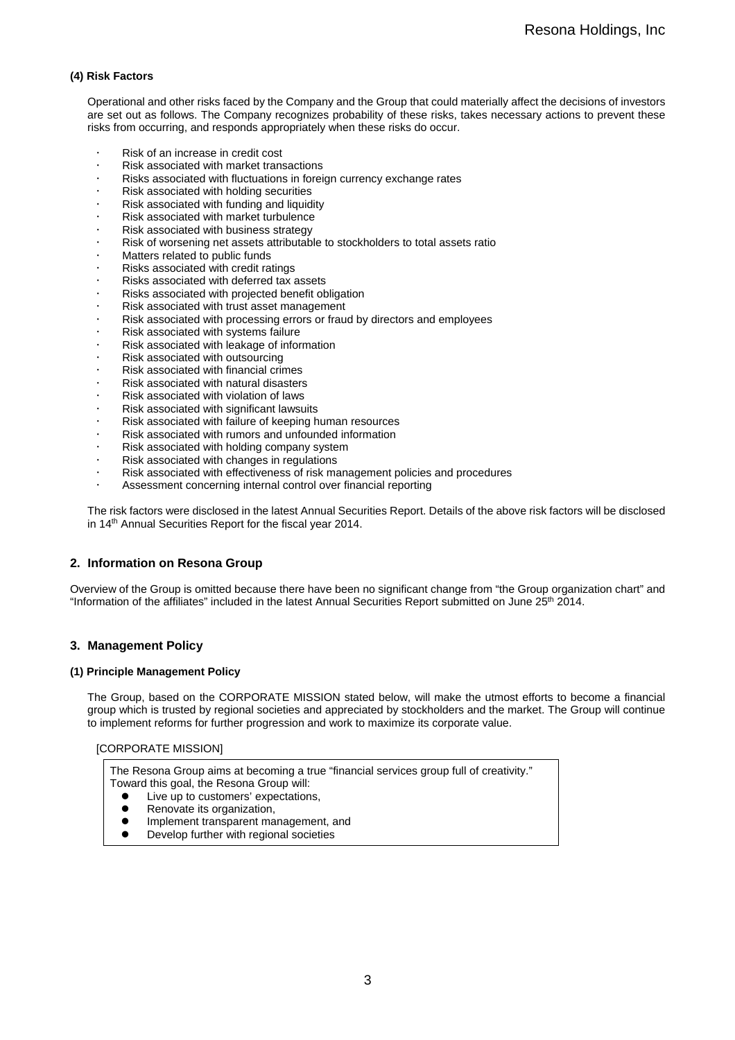#### (4) Risk Factors

Operational and other risks faced by the Company and the Group that could materially affect the decisions of investors are set out as follows. The Company recognizes probability of these risks, takes necessary actions to prevent these risks from occurring, and responds appropriately when these risks do occur.

- Risk of an increase in credit cost
- Risk associated with market transactions
- Risks associated with fluctuations in foreign currency exchange rates
- Risk associated with holding securities
- Risk associated with funding and liquidity
- Risk associated with market turbulence
- Risk associated with business strategy
- Risk of worsening net assets attributable to stockholders to total assets ratio
- Matters related to public funds
- Risks associated with credit ratings
- Risks associated with deferred tax assets
- Risks associated with projected benefit obligation
- Risk associated with trust asset management
- Risk associated with processing errors or fraud by directors and employees
- Risk associated with systems failure
- Risk associated with leakage of information
- Risk associated with outsourcing
- Risk associated with financial crimes
- Risk associated with natural disasters
- Risk associated with violation of laws
- Risk associated with significant lawsuits
- Risk associated with failure of keeping human resources
- Risk associated with rumors and unfounded information
- Risk associated with holding company system
- Risk associated with changes in regulations
- Risk associated with effectiveness of risk management policies and procedures
- Assessment concerning internal control over financial reporting

The risk factors were disclosed in the latest Annual Securities Report. Details of the above risk factors will be disclosed in 14th Annual Securities Report for the fiscal year 2014.

## 2. Information on Resona Group

Overview of the Group is omitted because there have been no significant change from "the Group organization chart" and "Information of the affiliates" included in the latest Annual Securities Report submitted on June 25th 2014.

## 3. Management Policy

#### (1) Principle Management Policy

The Group, based on the CORPORATE MISSION stated below, will make the utmost efforts to become a financial group which is trusted by regional societies and appreciated by stockholders and the market. The Group will continue to implement reforms for further progression and work to maximize its corporate value.

[CORPORATE MISSION]

The Resona Group aims at becoming a true "financial services group full of creativity." Toward this goal, the Resona Group will:

- Live up to customers' expectations,
- Renovate its organization,
- Implement transparent management, and
- Develop further with regional societies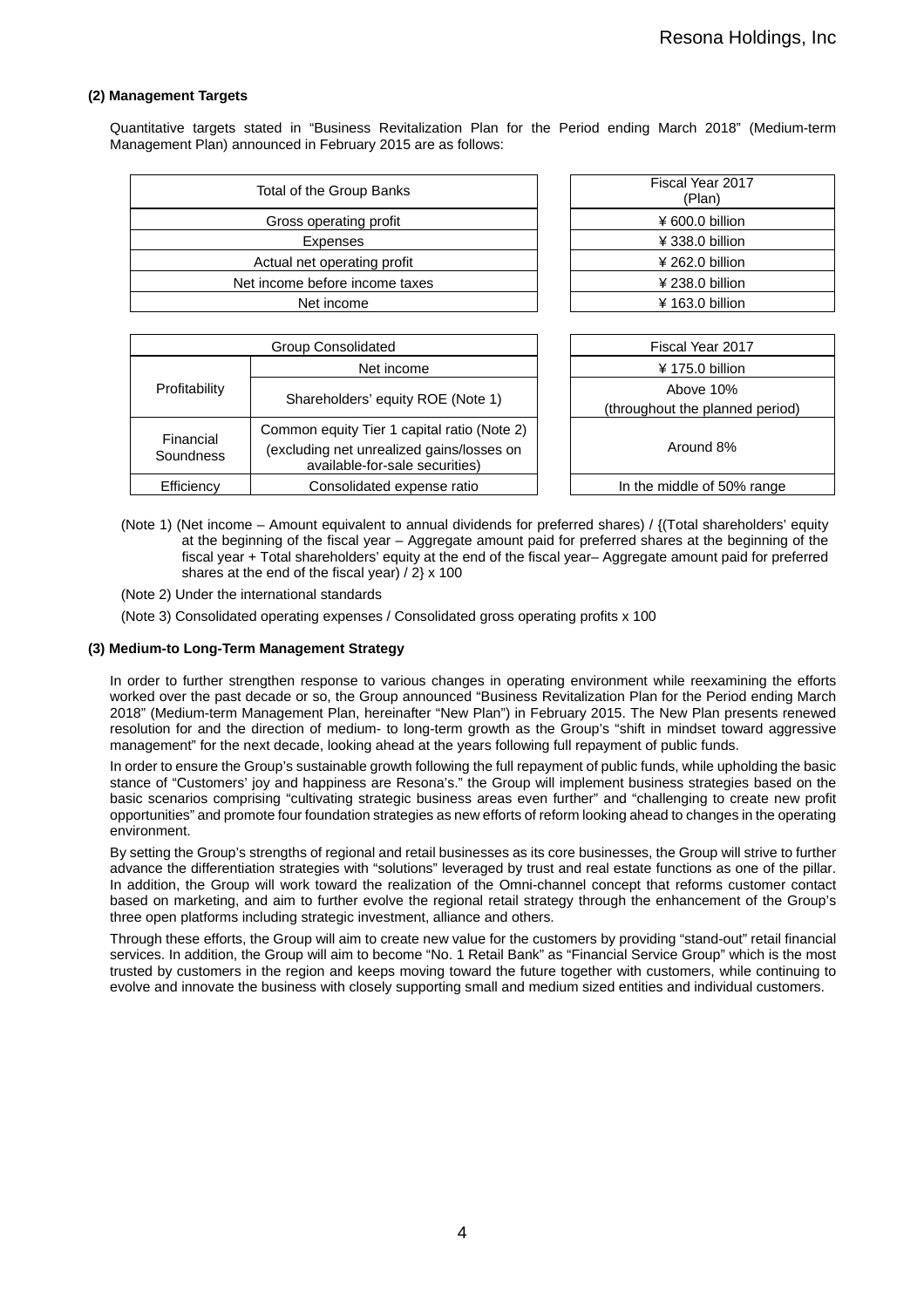### (2) Management Targets

Quantitative targets stated in "Business Revitalization Plan for the Period ending March 2018" (Medium-term Management Plan) announced in February 2015 are as follows:

| Total of the Group Banks | Fiscal Year 2017 (Plan) |
|---|---|
| Gross operating profit | ¥ 600.0 billion |
| Expenses | ¥ 338.0 billion |
| Actual net operating profit | ¥ 262.0 billion |
| Net income before income taxes | ¥ 238.0 billion |
| Net income | ¥ 163.0 billion |

| Group Consolidated | | Fiscal Year 2017 |
|---|---|---|
| Profitability | Net income | ¥ 175.0 billion |
| | Shareholders' equity ROE (Note 1) | Above 10% (throughout the planned period) |
| Financial Soundness | Common equity Tier 1 capital ratio (Note 2) (excluding net unrealized gains/losses on available-for-sale securities) | Around 8% |
| Efficiency | Consolidated expense ratio | In the middle of 50% range |

(Note 1) (Net income – Amount equivalent to annual dividends for preferred shares) / {(Total shareholders' equity at the beginning of the fiscal year – Aggregate amount paid for preferred shares at the beginning of the fiscal year + Total shareholders' equity at the end of the fiscal year– Aggregate amount paid for preferred shares at the end of the fiscal year) / 2} x 100

(Note 2) Under the international standards

(Note 3) Consolidated operating expenses / Consolidated gross operating profits x 100

### (3) Medium-to Long-Term Management Strategy

In order to further strengthen response to various changes in operating environment while reexamining the efforts worked over the past decade or so, the Group announced "Business Revitalization Plan for the Period ending March 2018" (Medium-term Management Plan, hereinafter "New Plan") in February 2015. The New Plan presents renewed resolution for and the direction of medium- to long-term growth as the Group's "shift in mindset toward aggressive management" for the next decade, looking ahead at the years following full repayment of public funds.

In order to ensure the Group's sustainable growth following the full repayment of public funds, while upholding the basic stance of "Customers' joy and happiness are Resona's." the Group will implement business strategies based on the basic scenarios comprising "cultivating strategic business areas even further" and "challenging to create new profit opportunities" and promote four foundation strategies as new efforts of reform looking ahead to changes in the operating environment.

By setting the Group's strengths of regional and retail businesses as its core businesses, the Group will strive to further advance the differentiation strategies with "solutions" leveraged by trust and real estate functions as one of the pillar. In addition, the Group will work toward the realization of the Omni-channel concept that reforms customer contact based on marketing, and aim to further evolve the regional retail strategy through the enhancement of the Group's three open platforms including strategic investment, alliance and others.

Through these efforts, the Group will aim to create new value for the customers by providing "stand-out" retail financial services. In addition, the Group will aim to become "No. 1 Retail Bank" as "Financial Service Group" which is the most trusted by customers in the region and keeps moving toward the future together with customers, while continuing to evolve and innovate the business with closely supporting small and medium sized entities and individual customers.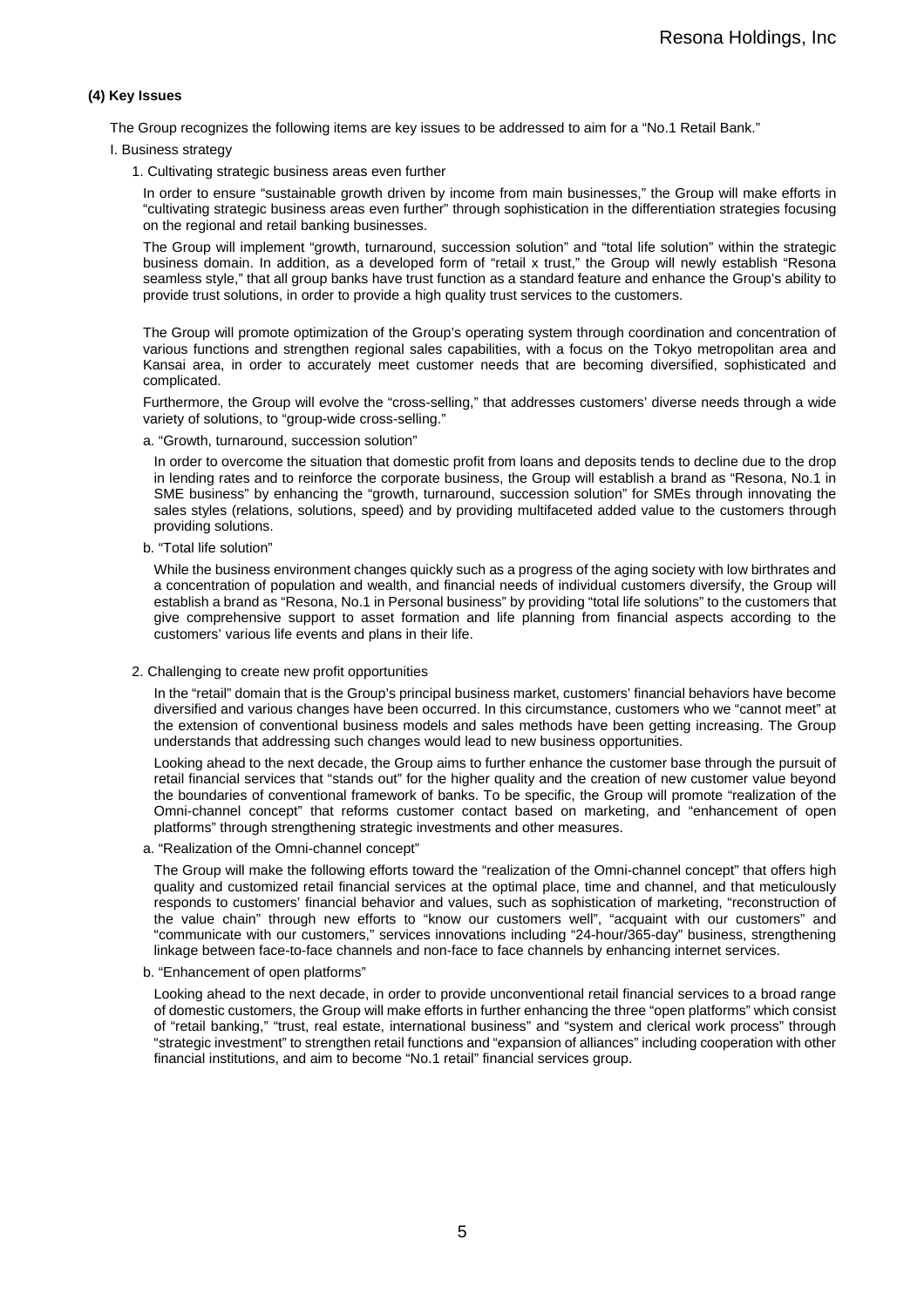### (4) Key Issues

The Group recognizes the following items are key issues to be addressed to aim for a "No.1 Retail Bank."

I. Business strategy

1. Cultivating strategic business areas even further

In order to ensure "sustainable growth driven by income from main businesses," the Group will make efforts in "cultivating strategic business areas even further" through sophistication in the differentiation strategies focusing on the regional and retail banking businesses.

The Group will implement "growth, turnaround, succession solution" and "total life solution" within the strategic business domain. In addition, as a developed form of "retail x trust," the Group will newly establish "Resona seamless style," that all group banks have trust function as a standard feature and enhance the Group's ability to provide trust solutions, in order to provide a high quality trust services to the customers.

The Group will promote optimization of the Group's operating system through coordination and concentration of various functions and strengthen regional sales capabilities, with a focus on the Tokyo metropolitan area and Kansai area, in order to accurately meet customer needs that are becoming diversified, sophisticated and complicated.

Furthermore, the Group will evolve the "cross-selling," that addresses customers' diverse needs through a wide variety of solutions, to "group-wide cross-selling."

a. "Growth, turnaround, succession solution"

In order to overcome the situation that domestic profit from loans and deposits tends to decline due to the drop in lending rates and to reinforce the corporate business, the Group will establish a brand as "Resona, No.1 in SME business" by enhancing the "growth, turnaround, succession solution" for SMEs through innovating the sales styles (relations, solutions, speed) and by providing multifaceted added value to the customers through providing solutions.

b. "Total life solution"

While the business environment changes quickly such as a progress of the aging society with low birthrates and a concentration of population and wealth, and financial needs of individual customers diversify, the Group will establish a brand as "Resona, No.1 in Personal business" by providing "total life solutions" to the customers that give comprehensive support to asset formation and life planning from financial aspects according to the customers' various life events and plans in their life.

2. Challenging to create new profit opportunities

In the "retail" domain that is the Group's principal business market, customers' financial behaviors have become diversified and various changes have been occurred. In this circumstance, customers who we "cannot meet" at the extension of conventional business models and sales methods have been getting increasing. The Group understands that addressing such changes would lead to new business opportunities.

Looking ahead to the next decade, the Group aims to further enhance the customer base through the pursuit of retail financial services that "stands out" for the higher quality and the creation of new customer value beyond the boundaries of conventional framework of banks. To be specific, the Group will promote "realization of the Omni-channel concept" that reforms customer contact based on marketing, and "enhancement of open platforms" through strengthening strategic investments and other measures.

a. "Realization of the Omni-channel concept"

The Group will make the following efforts toward the "realization of the Omni-channel concept" that offers high quality and customized retail financial services at the optimal place, time and channel, and that meticulously responds to customers' financial behavior and values, such as sophistication of marketing, "reconstruction of the value chain" through new efforts to "know our customers well", "acquaint with our customers" and "communicate with our customers," services innovations including "24-hour/365-day" business, strengthening linkage between face-to-face channels and non-face to face channels by enhancing internet services.

b. "Enhancement of open platforms"

Looking ahead to the next decade, in order to provide unconventional retail financial services to a broad range of domestic customers, the Group will make efforts in further enhancing the three "open platforms" which consist of "retail banking," "trust, real estate, international business" and "system and clerical work process" through "strategic investment" to strengthen retail functions and "expansion of alliances" including cooperation with other financial institutions, and aim to become "No.1 retail" financial services group.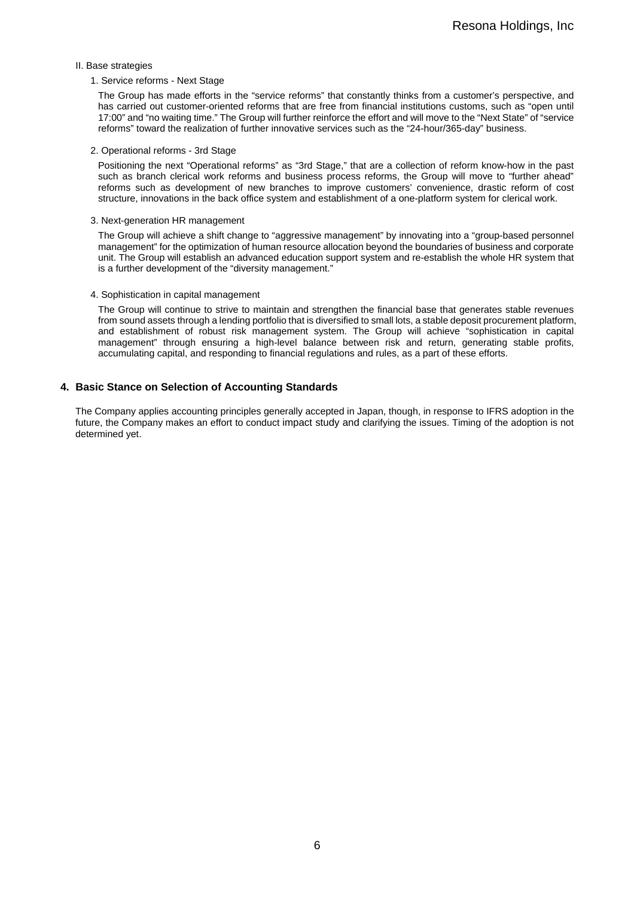II. Base strategies

1. Service reforms - Next Stage

The Group has made efforts in the "service reforms" that constantly thinks from a customer's perspective, and has carried out customer-oriented reforms that are free from financial institutions customs, such as "open until 17:00" and "no waiting time." The Group will further reinforce the effort and will move to the "Next State" of "service reforms" toward the realization of further innovative services such as the "24-hour/365-day" business.

2. Operational reforms - 3rd Stage

Positioning the next "Operational reforms" as "3rd Stage," that are a collection of reform know-how in the past such as branch clerical work reforms and business process reforms, the Group will move to "further ahead" reforms such as development of new branches to improve customers' convenience, drastic reform of cost structure, innovations in the back office system and establishment of a one-platform system for clerical work.

3. Next-generation HR management

The Group will achieve a shift change to "aggressive management" by innovating into a "group-based personnel management" for the optimization of human resource allocation beyond the boundaries of business and corporate unit. The Group will establish an advanced education support system and re-establish the whole HR system that is a further development of the "diversity management."

4. Sophistication in capital management

The Group will continue to strive to maintain and strengthen the financial base that generates stable revenues from sound assets through a lending portfolio that is diversified to small lots, a stable deposit procurement platform, and establishment of robust risk management system. The Group will achieve "sophistication in capital management" through ensuring a high-level balance between risk and return, generating stable profits, accumulating capital, and responding to financial regulations and rules, as a part of these efforts.

## 4. Basic Stance on Selection of Accounting Standards

The Company applies accounting principles generally accepted in Japan, though, in response to IFRS adoption in the future, the Company makes an effort to conduct impact study and clarifying the issues. Timing of the adoption is not determined yet.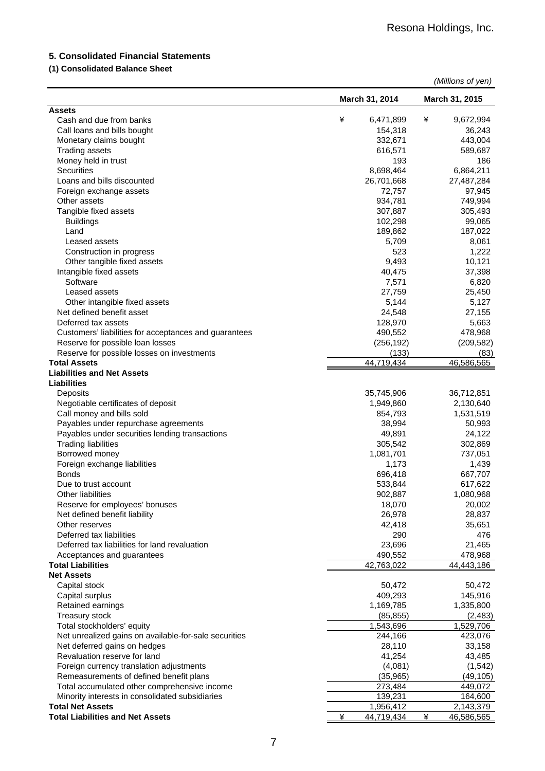## 5. Consolidated Financial Statements

### (1) Consolidated Balance Sheet

*(Millions of yen)*

| | March 31, 2014 | March 31, 2015 |
|---|---|---|
| **Assets** | | |
| Cash and due from banks | ¥ 6,471,899 | ¥ 9,672,994 |
| Call loans and bills bought | 154,318 | 36,243 |
| Monetary claims bought | 332,671 | 443,004 |
| Trading assets | 616,571 | 589,687 |
| Money held in trust | 193 | 186 |
| Securities | 8,698,464 | 6,864,211 |
| Loans and bills discounted | 26,701,668 | 27,487,284 |
| Foreign exchange assets | 72,757 | 97,945 |
| Other assets | 934,781 | 749,994 |
| Tangible fixed assets | 307,887 | 305,493 |
| Buildings | 102,298 | 99,065 |
| Land | 189,862 | 187,022 |
| Leased assets | 5,709 | 8,061 |
| Construction in progress | 523 | 1,222 |
| Other tangible fixed assets | 9,493 | 10,121 |
| Intangible fixed assets | 40,475 | 37,398 |
| Software | 7,571 | 6,820 |
| Leased assets | 27,759 | 25,450 |
| Other intangible fixed assets | 5,144 | 5,127 |
| Net defined benefit asset | 24,548 | 27,155 |
| Deferred tax assets | 128,970 | 5,663 |
| Customers' liabilities for acceptances and guarantees | 490,552 | 478,968 |
| Reserve for possible loan losses | (256,192) | (209,582) |
| Reserve for possible losses on investments | (133) | (83) |
| **Total Assets** | 44,719,434 | 46,586,565 |
| **Liabilities and Net Assets** | | |
| **Liabilities** | | |
| Deposits | 35,745,906 | 36,712,851 |
| Negotiable certificates of deposit | 1,949,860 | 2,130,640 |
| Call money and bills sold | 854,793 | 1,531,519 |
| Payables under repurchase agreements | 38,994 | 50,993 |
| Payables under securities lending transactions | 49,891 | 24,122 |
| Trading liabilities | 305,542 | 302,869 |
| Borrowed money | 1,081,701 | 737,051 |
| Foreign exchange liabilities | 1,173 | 1,439 |
| Bonds | 696,418 | 667,707 |
| Due to trust account | 533,844 | 617,622 |
| Other liabilities | 902,887 | 1,080,968 |
| Reserve for employees' bonuses | 18,070 | 20,002 |
| Net defined benefit liability | 26,978 | 28,837 |
| Other reserves | 42,418 | 35,651 |
| Deferred tax liabilities | 290 | 476 |
| Deferred tax liabilities for land revaluation | 23,696 | 21,465 |
| Acceptances and guarantees | 490,552 | 478,968 |
| **Total Liabilities** | 42,763,022 | 44,443,186 |
| **Net Assets** | | |
| Capital stock | 50,472 | 50,472 |
| Capital surplus | 409,293 | 145,916 |
| Retained earnings | 1,169,785 | 1,335,800 |
| Treasury stock | (85,855) | (2,483) |
| Total stockholders' equity | 1,543,696 | 1,529,706 |
| Net unrealized gains on available-for-sale securities | 244,166 | 423,076 |
| Net deferred gains on hedges | 28,110 | 33,158 |
| Revaluation reserve for land | 41,254 | 43,485 |
| Foreign currency translation adjustments | (4,081) | (1,542) |
| Remeasurements of defined benefit plans | (35,965) | (49,105) |
| Total accumulated other comprehensive income | 273,484 | 449,072 |
| Minority interests in consolidated subsidiaries | 139,231 | 164,600 |
| **Total Net Assets** | 1,956,412 | 2,143,379 |
| **Total Liabilities and Net Assets** | ¥ 44,719,434 | ¥ 46,586,565 |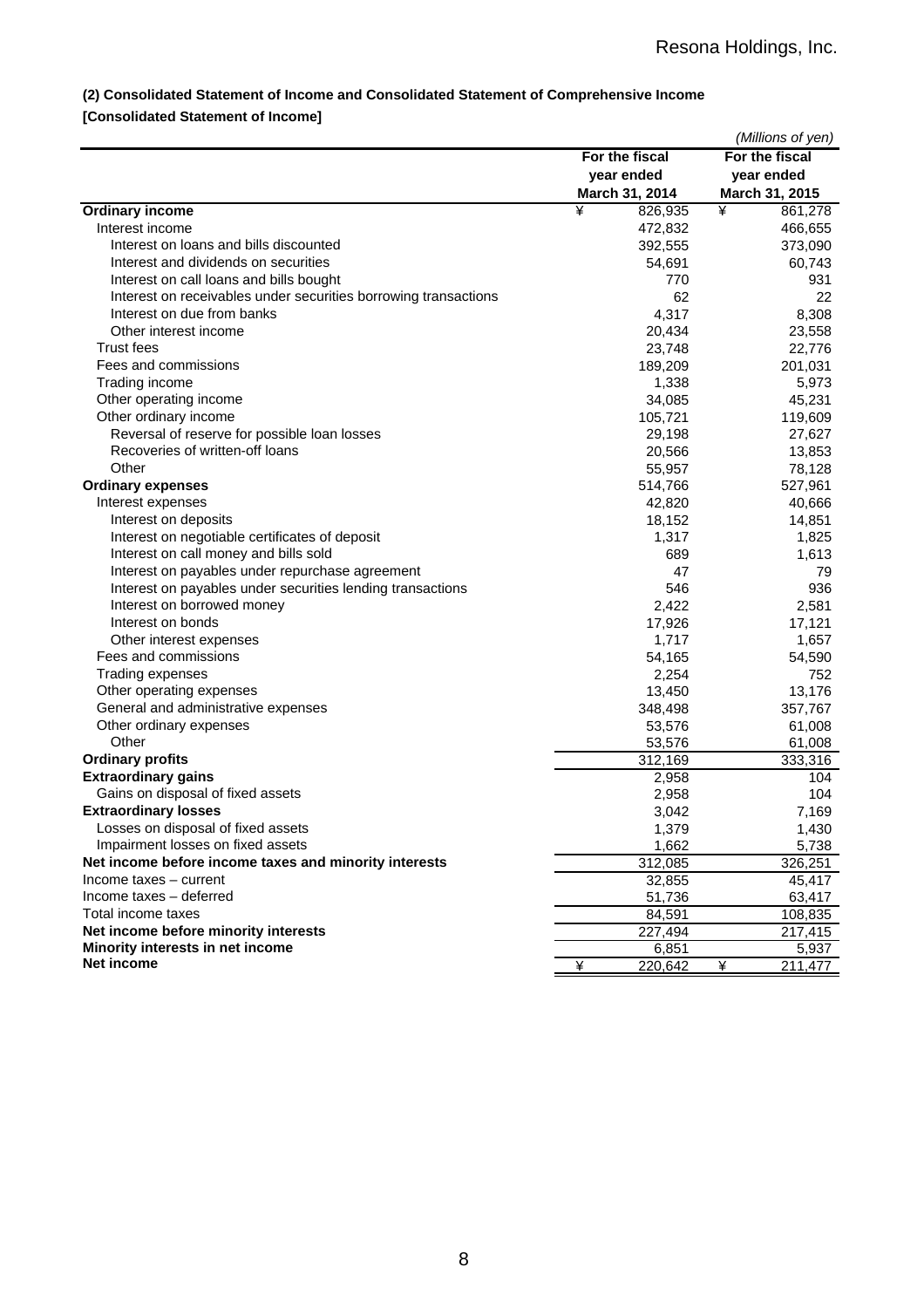**(2) Consolidated Statement of Income and Consolidated Statement of Comprehensive Income**

**[Consolidated Statement of Income]**

*(Millions of yen)*

| | For the fiscal year ended March 31, 2014 | For the fiscal year ended March 31, 2015 |
|---|---|---|
| **Ordinary income** | ¥ 826,935 | ¥ 861,278 |
| Interest income | 472,832 | 466,655 |
| Interest on loans and bills discounted | 392,555 | 373,090 |
| Interest and dividends on securities | 54,691 | 60,743 |
| Interest on call loans and bills bought | 770 | 931 |
| Interest on receivables under securities borrowing transactions | 62 | 22 |
| Interest on due from banks | 4,317 | 8,308 |
| Other interest income | 20,434 | 23,558 |
| Trust fees | 23,748 | 22,776 |
| Fees and commissions | 189,209 | 201,031 |
| Trading income | 1,338 | 5,973 |
| Other operating income | 34,085 | 45,231 |
| Other ordinary income | 105,721 | 119,609 |
| Reversal of reserve for possible loan losses | 29,198 | 27,627 |
| Recoveries of written-off loans | 20,566 | 13,853 |
| Other | 55,957 | 78,128 |
| **Ordinary expenses** | 514,766 | 527,961 |
| Interest expenses | 42,820 | 40,666 |
| Interest on deposits | 18,152 | 14,851 |
| Interest on negotiable certificates of deposit | 1,317 | 1,825 |
| Interest on call money and bills sold | 689 | 1,613 |
| Interest on payables under repurchase agreement | 47 | 79 |
| Interest on payables under securities lending transactions | 546 | 936 |
| Interest on borrowed money | 2,422 | 2,581 |
| Interest on bonds | 17,926 | 17,121 |
| Other interest expenses | 1,717 | 1,657 |
| Fees and commissions | 54,165 | 54,590 |
| Trading expenses | 2,254 | 752 |
| Other operating expenses | 13,450 | 13,176 |
| General and administrative expenses | 348,498 | 357,767 |
| Other ordinary expenses | 53,576 | 61,008 |
| Other | 53,576 | 61,008 |
| **Ordinary profits** | 312,169 | 333,316 |
| **Extraordinary gains** | 2,958 | 104 |
| Gains on disposal of fixed assets | 2,958 | 104 |
| **Extraordinary losses** | 3,042 | 7,169 |
| Losses on disposal of fixed assets | 1,379 | 1,430 |
| Impairment losses on fixed assets | 1,662 | 5,738 |
| **Net income before income taxes and minority interests** | 312,085 | 326,251 |
| Income taxes – current | 32,855 | 45,417 |
| Income taxes – deferred | 51,736 | 63,417 |
| Total income taxes | 84,591 | 108,835 |
| **Net income before minority interests** | 227,494 | 217,415 |
| **Minority interests in net income** | 6,851 | 5,937 |
| **Net income** | ¥ 220,642 | ¥ 211,477 |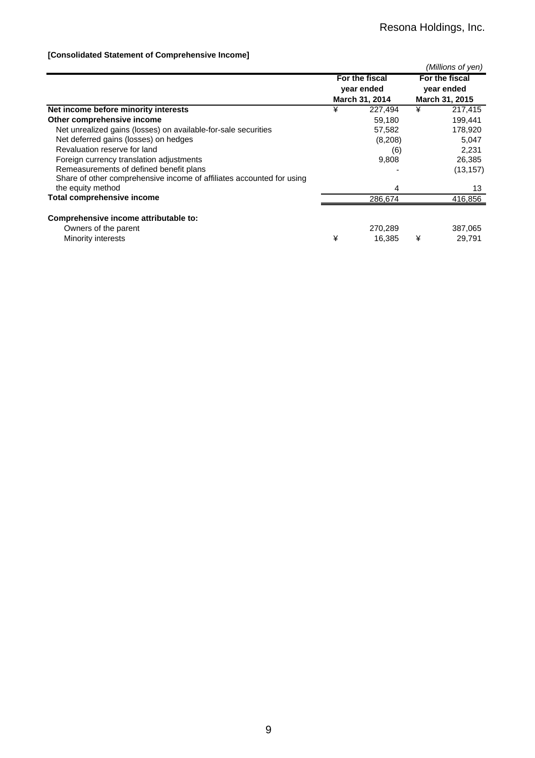**[Consolidated Statement of Comprehensive Income]**

*(Millions of yen)*

| | For the fiscal year ended March 31, 2014 | For the fiscal year ended March 31, 2015 |
|---|---|---|
| **Net income before minority interests** | ¥ 227,494 | ¥ 217,415 |
| **Other comprehensive income** | 59,180 | 199,441 |
| Net unrealized gains (losses) on available-for-sale securities | 57,582 | 178,920 |
| Net deferred gains (losses) on hedges | (8,208) | 5,047 |
| Revaluation reserve for land | (6) | 2,231 |
| Foreign currency translation adjustments | 9,808 | 26,385 |
| Remeasurements of defined benefit plans | - | (13,157) |
| Share of other comprehensive income of affiliates accounted for using the equity method | 4 | 13 |
| **Total comprehensive income** | 286,674 | 416,856 |
| | | |
| **Comprehensive income attributable to:** | | |
| Owners of the parent | 270,289 | 387,065 |
| Minority interests | ¥ 16,385 | ¥ 29,791 |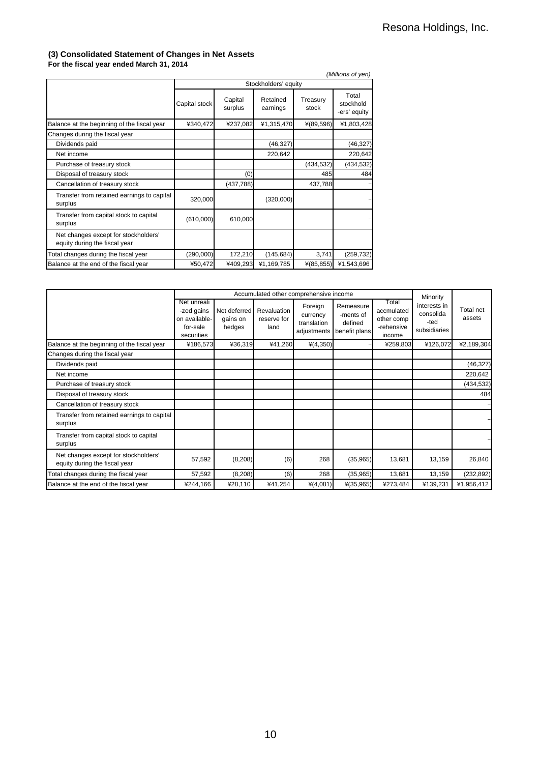### (3) Consolidated Statement of Changes in Net Assets
**For the fiscal year ended March 31, 2014**

*(Millions of yen)*

| | Stockholders' equity | | | | |
|---|---|---|---|---|---|
| | Capital stock | Capital surplus | Retained earnings | Treasury stock | Total stockholders' equity |
| Balance at the beginning of the fiscal year | ¥340,472 | ¥237,082 | ¥1,315,470 | ¥(89,596) | ¥1,803,428 |
| Changes during the fiscal year | | | | | |
| Dividends paid | | | (46,327) | | (46,327) |
| Net income | | | 220,642 | | 220,642 |
| Purchase of treasury stock | | | | (434,532) | (434,532) |
| Disposal of treasury stock | | (0) | | 485 | 484 |
| Cancellation of treasury stock | | (437,788) | | 437,788 | – |
| Transfer from retained earnings to capital surplus | 320,000 | | (320,000) | | – |
| Transfer from capital stock to capital surplus | (610,000) | 610,000 | | | – |
| Net changes except for stockholders' equity during the fiscal year | | | | | |
| Total changes during the fiscal year | (290,000) | 172,210 | (145,684) | 3,741 | (259,732) |
| Balance at the end of the fiscal year | ¥50,472 | ¥409,293 | ¥1,169,785 | ¥(85,855) | ¥1,543,696 |

| | Accumulated other comprehensive income | | | | | | Minority interests in consolidated subsidiaries | Total net assets |
|---|---|---|---|---|---|---|---|---|
| | Net unrealized gains on available-for-sale securities | Net deferred gains on hedges | Revaluation reserve for land | Foreign currency translation adjustments | Remeasurements of defined benefit plans | Total accmulated other comprehensive income | | |
| Balance at the beginning of the fiscal year | ¥186,573 | ¥36,319 | ¥41,260 | ¥(4,350) | – | ¥259,803 | ¥126,072 | ¥2,189,304 |
| Changes during the fiscal year | | | | | | | | |
| Dividends paid | | | | | | | | (46,327) |
| Net income | | | | | | | | 220,642 |
| Purchase of treasury stock | | | | | | | | (434,532) |
| Disposal of treasury stock | | | | | | | | 484 |
| Cancellation of treasury stock | | | | | | | | – |
| Transfer from retained earnings to capital surplus | | | | | | | | – |
| Transfer from capital stock to capital surplus | | | | | | | | – |
| Net changes except for stockholders' equity during the fiscal year | 57,592 | (8,208) | (6) | 268 | (35,965) | 13,681 | 13,159 | 26,840 |
| Total changes during the fiscal year | 57,592 | (8,208) | (6) | 268 | (35,965) | 13,681 | 13,159 | (232,892) |
| Balance at the end of the fiscal year | ¥244,166 | ¥28,110 | ¥41,254 | ¥(4,081) | ¥(35,965) | ¥273,484 | ¥139,231 | ¥1,956,412 |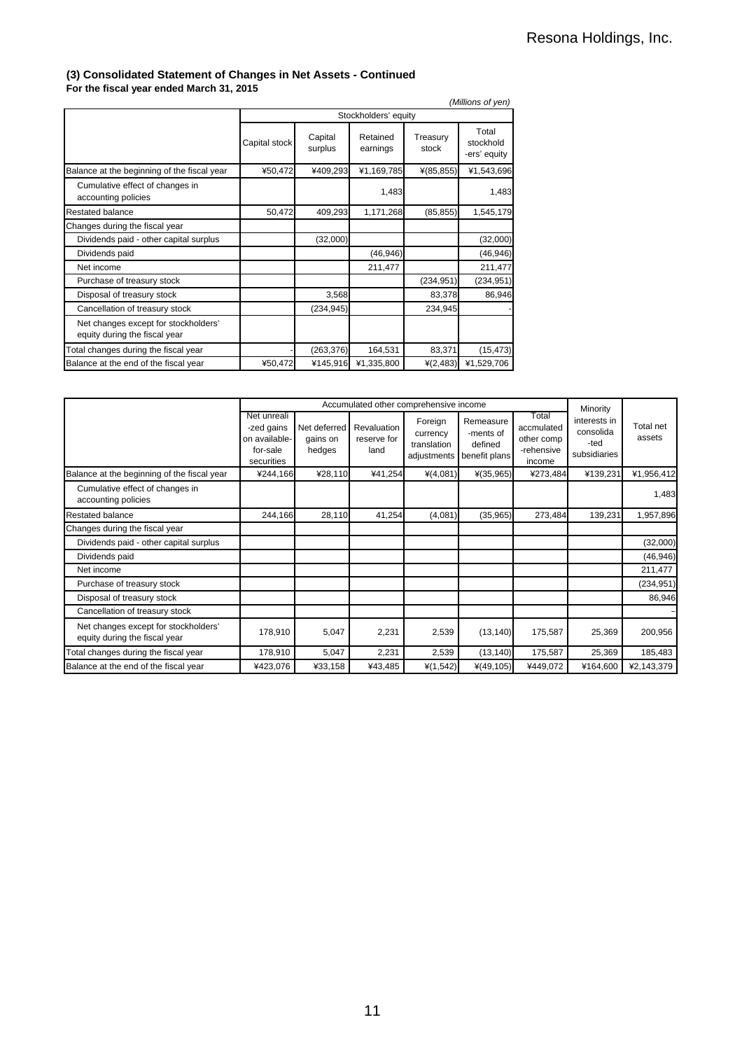### (3) Consolidated Statement of Changes in Net Assets - Continued
**For the fiscal year ended March 31, 2015**

*(Millions of yen)*

| | Stockholders' equity | | | | |
|---|---|---|---|---|---|
| | Capital stock | Capital surplus | Retained earnings | Treasury stock | Total stockholders' equity |
| Balance at the beginning of the fiscal year | ¥50,472 | ¥409,293 | ¥1,169,785 | ¥(85,855) | ¥1,543,696 |
| Cumulative effect of changes in accounting policies | | | 1,483 | | 1,483 |
| Restated balance | 50,472 | 409,293 | 1,171,268 | (85,855) | 1,545,179 |
| Changes during the fiscal year | | | | | |
| Dividends paid - other capital surplus | | (32,000) | | | (32,000) |
| Dividends paid | | | (46,946) | | (46,946) |
| Net income | | | 211,477 | | 211,477 |
| Purchase of treasury stock | | | | (234,951) | (234,951) |
| Disposal of treasury stock | | 3,568 | | 83,378 | 86,946 |
| Cancellation of treasury stock | | (234,945) | | 234,945 | - |
| Net changes except for stockholders' equity during the fiscal year | | | | | |
| Total changes during the fiscal year | - | (263,376) | 164,531 | 83,371 | (15,473) |
| Balance at the end of the fiscal year | ¥50,472 | ¥145,916 | ¥1,335,800 | ¥(2,483) | ¥1,529,706 |

| | Accumulated other comprehensive income | | | | | | Minority interests in consolidated subsidiaries | Total net assets |
|---|---|---|---|---|---|---|---|---|
| | Net unrealized gains on available-for-sale securities | Net deferred gains on hedges | Revaluation reserve for land | Foreign currency translation adjustments | Remeasurements of defined benefit plans | Total accumulated other comprehensive income | | |
| Balance at the beginning of the fiscal year | ¥244,166 | ¥28,110 | ¥41,254 | ¥(4,081) | ¥(35,965) | ¥273,484 | ¥139,231 | ¥1,956,412 |
| Cumulative effect of changes in accounting policies | | | | | | | | 1,483 |
| Restated balance | 244,166 | 28,110 | 41,254 | (4,081) | (35,965) | 273,484 | 139,231 | 1,957,896 |
| Changes during the fiscal year | | | | | | | | |
| Dividends paid - other capital surplus | | | | | | | | (32,000) |
| Dividends paid | | | | | | | | (46,946) |
| Net income | | | | | | | | 211,477 |
| Purchase of treasury stock | | | | | | | | (234,951) |
| Disposal of treasury stock | | | | | | | | 86,946 |
| Cancellation of treasury stock | | | | | | | | - |
| Net changes except for stockholders' equity during the fiscal year | 178,910 | 5,047 | 2,231 | 2,539 | (13,140) | 175,587 | 25,369 | 200,956 |
| Total changes during the fiscal year | 178,910 | 5,047 | 2,231 | 2,539 | (13,140) | 175,587 | 25,369 | 185,483 |
| Balance at the end of the fiscal year | ¥423,076 | ¥33,158 | ¥43,485 | ¥(1,542) | ¥(49,105) | ¥449,072 | ¥164,600 | ¥2,143,379 |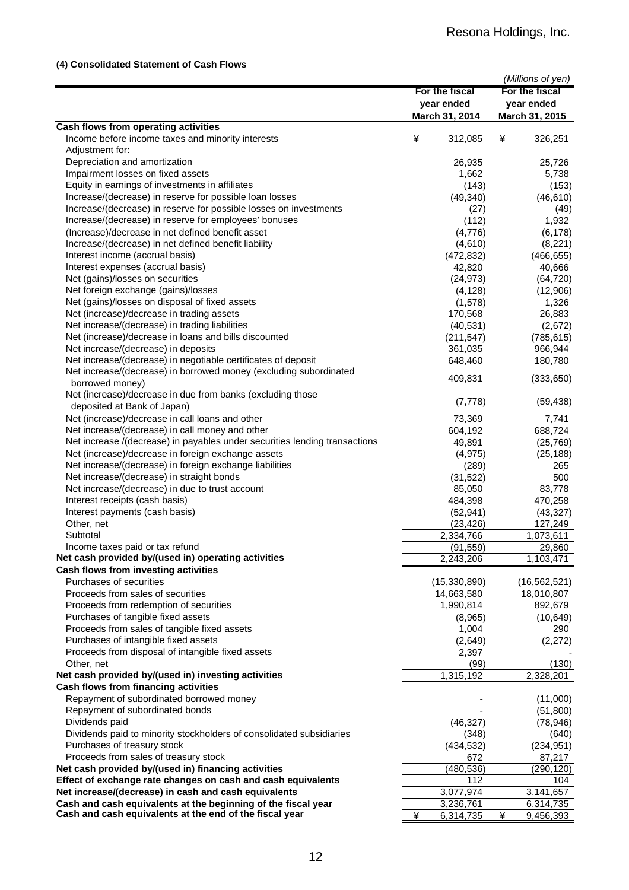### (4) Consolidated Statement of Cash Flows

(Millions of yen)

| | For the fiscal year ended March 31, 2014 | For the fiscal year ended March 31, 2015 |
|---|---|---|
| **Cash flows from operating activities** | | |
| Income before income taxes and minority interests | ¥ 312,085 | ¥ 326,251 |
| Adjustment for: | | |
| Depreciation and amortization | 26,935 | 25,726 |
| Impairment losses on fixed assets | 1,662 | 5,738 |
| Equity in earnings of investments in affiliates | (143) | (153) |
| Increase/(decrease) in reserve for possible loan losses | (49,340) | (46,610) |
| Increase/(decrease) in reserve for possible losses on investments | (27) | (49) |
| Increase/(decrease) in reserve for employees' bonuses | (112) | 1,932 |
| (Increase)/decrease in net defined benefit asset | (4,776) | (6,178) |
| Increase/(decrease) in net defined benefit liability | (4,610) | (8,221) |
| Interest income (accrual basis) | (472,832) | (466,655) |
| Interest expenses (accrual basis) | 42,820 | 40,666 |
| Net (gains)/losses on securities | (24,973) | (64,720) |
| Net foreign exchange (gains)/losses | (4,128) | (12,906) |
| Net (gains)/losses on disposal of fixed assets | (1,578) | 1,326 |
| Net (increase)/decrease in trading assets | 170,568 | 26,883 |
| Net increase/(decrease) in trading liabilities | (40,531) | (2,672) |
| Net (increase)/decrease in loans and bills discounted | (211,547) | (785,615) |
| Net increase/(decrease) in deposits | 361,035 | 966,944 |
| Net increase/(decrease) in negotiable certificates of deposit | 648,460 | 180,780 |
| Net increase/(decrease) in borrowed money (excluding subordinated borrowed money) | 409,831 | (333,650) |
| Net (increase)/decrease in due from banks (excluding those deposited at Bank of Japan) | (7,778) | (59,438) |
| Net (increase)/decrease in call loans and other | 73,369 | 7,741 |
| Net increase/(decrease) in call money and other | 604,192 | 688,724 |
| Net increase /(decrease) in payables under securities lending transactions | 49,891 | (25,769) |
| Net (increase)/decrease in foreign exchange assets | (4,975) | (25,188) |
| Net increase/(decrease) in foreign exchange liabilities | (289) | 265 |
| Net increase/(decrease) in straight bonds | (31,522) | 500 |
| Net increase/(decrease) in due to trust account | 85,050 | 83,778 |
| Interest receipts (cash basis) | 484,398 | 470,258 |
| Interest payments (cash basis) | (52,941) | (43,327) |
| Other, net | (23,426) | 127,249 |
| Subtotal | 2,334,766 | 1,073,611 |
| Income taxes paid or tax refund | (91,559) | 29,860 |
| **Net cash provided by/(used in) operating activities** | 2,243,206 | 1,103,471 |
| **Cash flows from investing activities** | | |
| Purchases of securities | (15,330,890) | (16,562,521) |
| Proceeds from sales of securities | 14,663,580 | 18,010,807 |
| Proceeds from redemption of securities | 1,990,814 | 892,679 |
| Purchases of tangible fixed assets | (8,965) | (10,649) |
| Proceeds from sales of tangible fixed assets | 1,004 | 290 |
| Purchases of intangible fixed assets | (2,649) | (2,272) |
| Proceeds from disposal of intangible fixed assets | 2,397 | - |
| Other, net | (99) | (130) |
| **Net cash provided by/(used in) investing activities** | 1,315,192 | 2,328,201 |
| **Cash flows from financing activities** | | |
| Repayment of subordinated borrowed money | - | (11,000) |
| Repayment of subordinated bonds | - | (51,800) |
| Dividends paid | (46,327) | (78,946) |
| Dividends paid to minority stockholders of consolidated subsidiaries | (348) | (640) |
| Purchases of treasury stock | (434,532) | (234,951) |
| Proceeds from sales of treasury stock | 672 | 87,217 |
| **Net cash provided by/(used in) financing activities** | (480,536) | (290,120) |
| **Effect of exchange rate changes on cash and cash equivalents** | 112 | 104 |
| **Net increase/(decrease) in cash and cash equivalents** | 3,077,974 | 3,141,657 |
| **Cash and cash equivalents at the beginning of the fiscal year** | 3,236,761 | 6,314,735 |
| **Cash and cash equivalents at the end of the fiscal year** | ¥ 6,314,735 | ¥ 9,456,393 |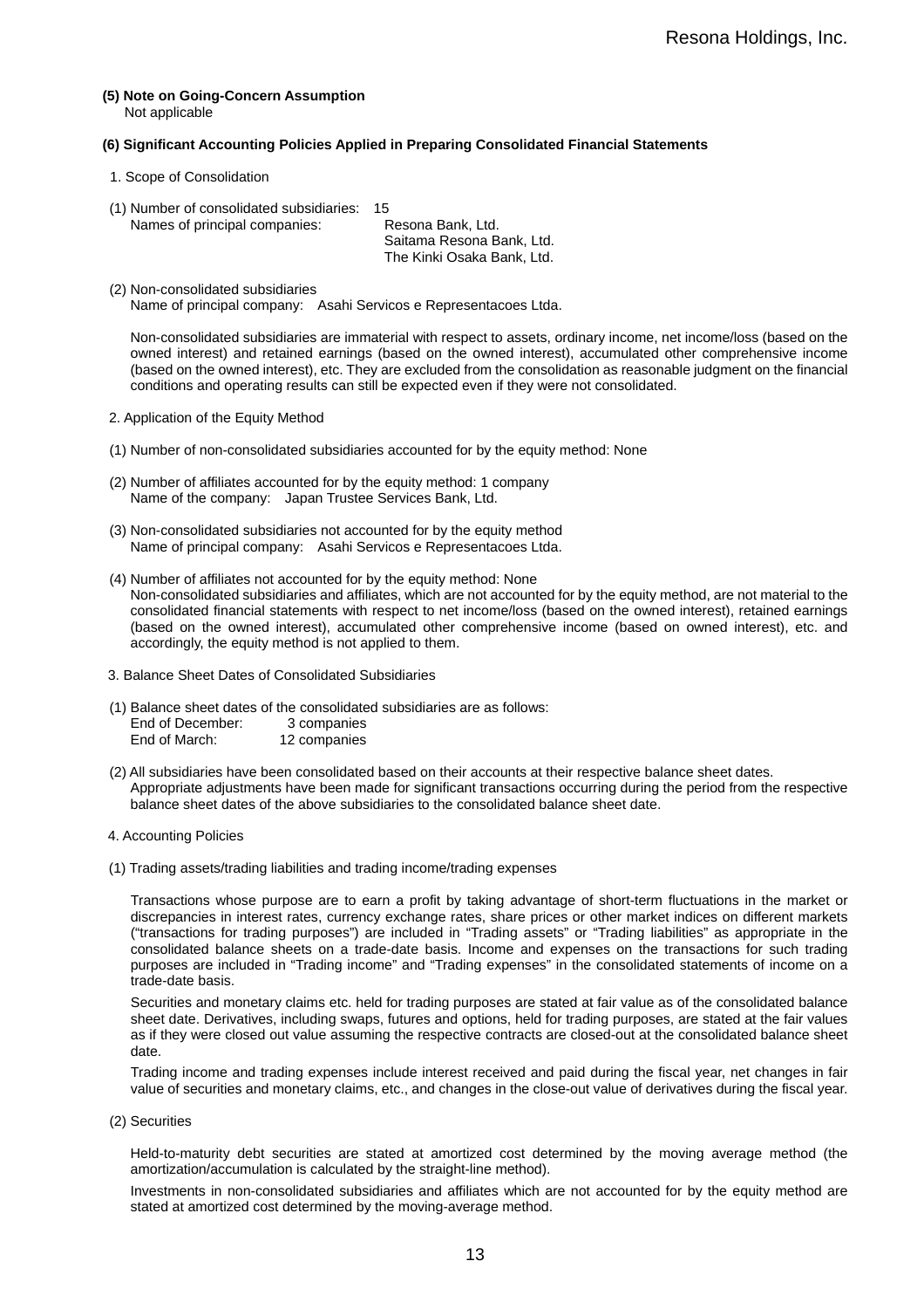**(5) Note on Going-Concern Assumption**

Not applicable

**(6) Significant Accounting Policies Applied in Preparing Consolidated Financial Statements**

1. Scope of Consolidation

(1) Number of consolidated subsidiaries: 15

Names of principal companies: Resona Bank, Ltd.
Saitama Resona Bank, Ltd.
The Kinki Osaka Bank, Ltd.

(2) Non-consolidated subsidiaries

Name of principal company: Asahi Servicos e Representacoes Ltda.

Non-consolidated subsidiaries are immaterial with respect to assets, ordinary income, net income/loss (based on the owned interest) and retained earnings (based on the owned interest), accumulated other comprehensive income (based on the owned interest), etc. They are excluded from the consolidation as reasonable judgment on the financial conditions and operating results can still be expected even if they were not consolidated.

2. Application of the Equity Method

(1) Number of non-consolidated subsidiaries accounted for by the equity method: None

(2) Number of affiliates accounted for by the equity method: 1 company

Name of the company: Japan Trustee Services Bank, Ltd.

(3) Non-consolidated subsidiaries not accounted for by the equity method

Name of principal company: Asahi Servicos e Representacoes Ltda.

(4) Number of affiliates not accounted for by the equity method: None

Non-consolidated subsidiaries and affiliates, which are not accounted for by the equity method, are not material to the consolidated financial statements with respect to net income/loss (based on the owned interest), retained earnings (based on the owned interest), accumulated other comprehensive income (based on owned interest), etc. and accordingly, the equity method is not applied to them.

3. Balance Sheet Dates of Consolidated Subsidiaries

(1) Balance sheet dates of the consolidated subsidiaries are as follows:

| | |
|---|---|
| End of December: | 3 companies |
| End of March: | 12 companies |

(2) All subsidiaries have been consolidated based on their accounts at their respective balance sheet dates. Appropriate adjustments have been made for significant transactions occurring during the period from the respective balance sheet dates of the above subsidiaries to the consolidated balance sheet date.

4. Accounting Policies

(1) Trading assets/trading liabilities and trading income/trading expenses

Transactions whose purpose are to earn a profit by taking advantage of short-term fluctuations in the market or discrepancies in interest rates, currency exchange rates, share prices or other market indices on different markets ("transactions for trading purposes") are included in "Trading assets" or "Trading liabilities" as appropriate in the consolidated balance sheets on a trade-date basis. Income and expenses on the transactions for such trading purposes are included in "Trading income" and "Trading expenses" in the consolidated statements of income on a trade-date basis.

Securities and monetary claims etc. held for trading purposes are stated at fair value as of the consolidated balance sheet date. Derivatives, including swaps, futures and options, held for trading purposes, are stated at the fair values as if they were closed out value assuming the respective contracts are closed-out at the consolidated balance sheet date.

Trading income and trading expenses include interest received and paid during the fiscal year, net changes in fair value of securities and monetary claims, etc., and changes in the close-out value of derivatives during the fiscal year.

(2) Securities

Held-to-maturity debt securities are stated at amortized cost determined by the moving average method (the amortization/accumulation is calculated by the straight-line method).

Investments in non-consolidated subsidiaries and affiliates which are not accounted for by the equity method are stated at amortized cost determined by the moving-average method.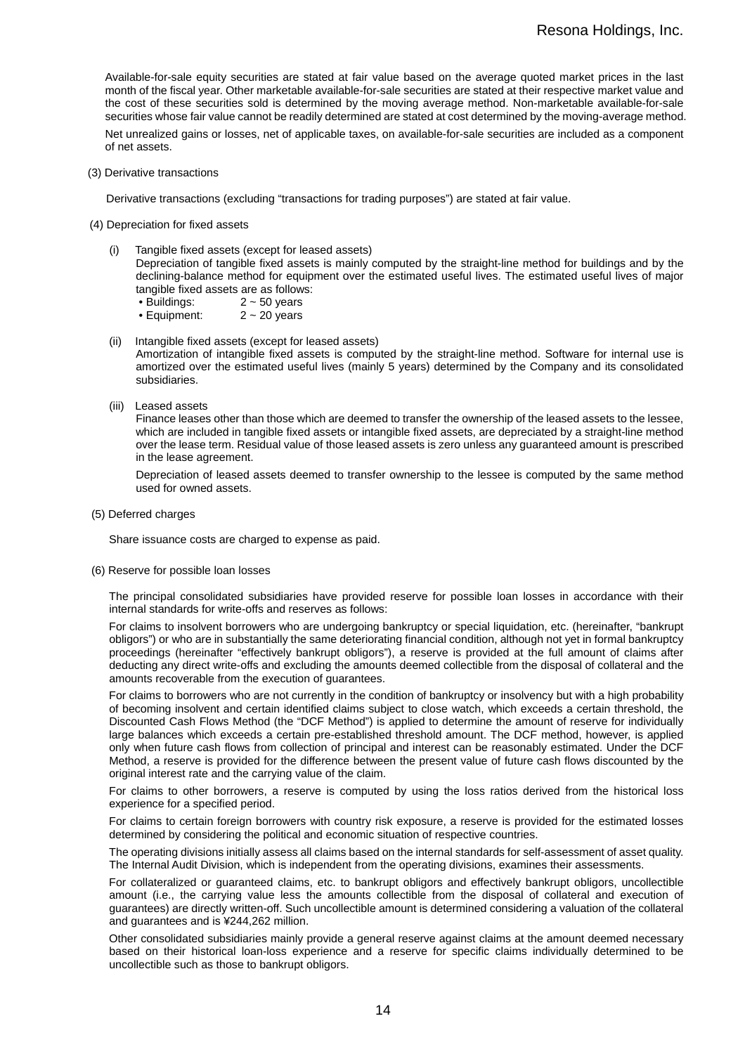Available-for-sale equity securities are stated at fair value based on the average quoted market prices in the last month of the fiscal year. Other marketable available-for-sale securities are stated at their respective market value and the cost of these securities sold is determined by the moving average method. Non-marketable available-for-sale securities whose fair value cannot be readily determined are stated at cost determined by the moving-average method.

Net unrealized gains or losses, net of applicable taxes, on available-for-sale securities are included as a component of net assets.

(3) Derivative transactions

Derivative transactions (excluding "transactions for trading purposes") are stated at fair value.

(4) Depreciation for fixed assets

(i) Tangible fixed assets (except for leased assets)

Depreciation of tangible fixed assets is mainly computed by the straight-line method for buildings and by the declining-balance method for equipment over the estimated useful lives. The estimated useful lives of major tangible fixed assets are as follows:

- Buildings: 2 ~ 50 years
- Equipment: 2 ~ 20 years

(ii) Intangible fixed assets (except for leased assets)

Amortization of intangible fixed assets is computed by the straight-line method. Software for internal use is amortized over the estimated useful lives (mainly 5 years) determined by the Company and its consolidated subsidiaries.

(iii) Leased assets

Finance leases other than those which are deemed to transfer the ownership of the leased assets to the lessee, which are included in tangible fixed assets or intangible fixed assets, are depreciated by a straight-line method over the lease term. Residual value of those leased assets is zero unless any guaranteed amount is prescribed in the lease agreement.

Depreciation of leased assets deemed to transfer ownership to the lessee is computed by the same method used for owned assets.

(5) Deferred charges

Share issuance costs are charged to expense as paid.

(6) Reserve for possible loan losses

The principal consolidated subsidiaries have provided reserve for possible loan losses in accordance with their internal standards for write-offs and reserves as follows:

For claims to insolvent borrowers who are undergoing bankruptcy or special liquidation, etc. (hereinafter, "bankrupt obligors") or who are in substantially the same deteriorating financial condition, although not yet in formal bankruptcy proceedings (hereinafter "effectively bankrupt obligors"), a reserve is provided at the full amount of claims after deducting any direct write-offs and excluding the amounts deemed collectible from the disposal of collateral and the amounts recoverable from the execution of guarantees.

For claims to borrowers who are not currently in the condition of bankruptcy or insolvency but with a high probability of becoming insolvent and certain identified claims subject to close watch, which exceeds a certain threshold, the Discounted Cash Flows Method (the "DCF Method") is applied to determine the amount of reserve for individually large balances which exceeds a certain pre-established threshold amount. The DCF method, however, is applied only when future cash flows from collection of principal and interest can be reasonably estimated. Under the DCF Method, a reserve is provided for the difference between the present value of future cash flows discounted by the original interest rate and the carrying value of the claim.

For claims to other borrowers, a reserve is computed by using the loss ratios derived from the historical loss experience for a specified period.

For claims to certain foreign borrowers with country risk exposure, a reserve is provided for the estimated losses determined by considering the political and economic situation of respective countries.

The operating divisions initially assess all claims based on the internal standards for self-assessment of asset quality. The Internal Audit Division, which is independent from the operating divisions, examines their assessments.

For collateralized or guaranteed claims, etc. to bankrupt obligors and effectively bankrupt obligors, uncollectible amount (i.e., the carrying value less the amounts collectible from the disposal of collateral and execution of guarantees) are directly written-off. Such uncollectible amount is determined considering a valuation of the collateral and guarantees and is ¥244,262 million.

Other consolidated subsidiaries mainly provide a general reserve against claims at the amount deemed necessary based on their historical loan-loss experience and a reserve for specific claims individually determined to be uncollectible such as those to bankrupt obligors.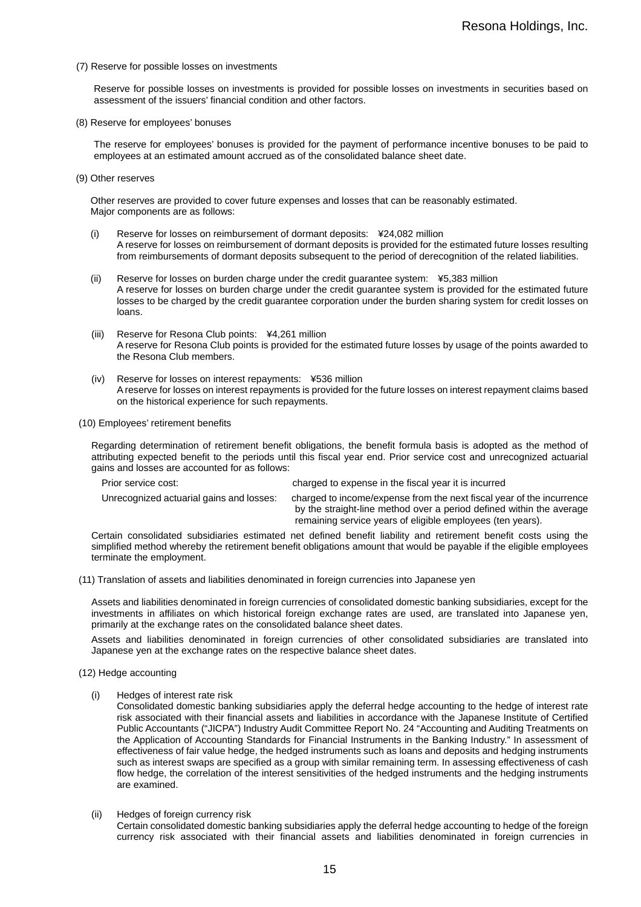(7) Reserve for possible losses on investments

Reserve for possible losses on investments is provided for possible losses on investments in securities based on assessment of the issuers' financial condition and other factors.

(8) Reserve for employees' bonuses

The reserve for employees' bonuses is provided for the payment of performance incentive bonuses to be paid to employees at an estimated amount accrued as of the consolidated balance sheet date.

(9) Other reserves

Other reserves are provided to cover future expenses and losses that can be reasonably estimated.
Major components are as follows:

(i) Reserve for losses on reimbursement of dormant deposits: ¥24,082 million
A reserve for losses on reimbursement of dormant deposits is provided for the estimated future losses resulting from reimbursements of dormant deposits subsequent to the period of derecognition of the related liabilities.

(ii) Reserve for losses on burden charge under the credit guarantee system: ¥5,383 million
A reserve for losses on burden charge under the credit guarantee system is provided for the estimated future losses to be charged by the credit guarantee corporation under the burden sharing system for credit losses on loans.

(iii) Reserve for Resona Club points: ¥4,261 million
A reserve for Resona Club points is provided for the estimated future losses by usage of the points awarded to the Resona Club members.

(iv) Reserve for losses on interest repayments: ¥536 million
A reserve for losses on interest repayments is provided for the future losses on interest repayment claims based on the historical experience for such repayments.

(10) Employees' retirement benefits

Regarding determination of retirement benefit obligations, the benefit formula basis is adopted as the method of attributing expected benefit to the periods until this fiscal year end. Prior service cost and unrecognized actuarial gains and losses are accounted for as follows:

| | |
|---|---|
| Prior service cost: | charged to expense in the fiscal year it is incurred |
| Unrecognized actuarial gains and losses: | charged to income/expense from the next fiscal year of the incurrence by the straight-line method over a period defined within the average remaining service years of eligible employees (ten years). |

Certain consolidated subsidiaries estimated net defined benefit liability and retirement benefit costs using the simplified method whereby the retirement benefit obligations amount that would be payable if the eligible employees terminate the employment.

(11) Translation of assets and liabilities denominated in foreign currencies into Japanese yen

Assets and liabilities denominated in foreign currencies of consolidated domestic banking subsidiaries, except for the investments in affiliates on which historical foreign exchange rates are used, are translated into Japanese yen, primarily at the exchange rates on the consolidated balance sheet dates.

Assets and liabilities denominated in foreign currencies of other consolidated subsidiaries are translated into Japanese yen at the exchange rates on the respective balance sheet dates.

(12) Hedge accounting

(i) Hedges of interest rate risk
Consolidated domestic banking subsidiaries apply the deferral hedge accounting to the hedge of interest rate risk associated with their financial assets and liabilities in accordance with the Japanese Institute of Certified Public Accountants ("JICPA") Industry Audit Committee Report No. 24 "Accounting and Auditing Treatments on the Application of Accounting Standards for Financial Instruments in the Banking Industry." In assessment of effectiveness of fair value hedge, the hedged instruments such as loans and deposits and hedging instruments such as interest swaps are specified as a group with similar remaining term. In assessing effectiveness of cash flow hedge, the correlation of the interest sensitivities of the hedged instruments and the hedging instruments are examined.

(ii) Hedges of foreign currency risk
Certain consolidated domestic banking subsidiaries apply the deferral hedge accounting to hedge of the foreign currency risk associated with their financial assets and liabilities denominated in foreign currencies in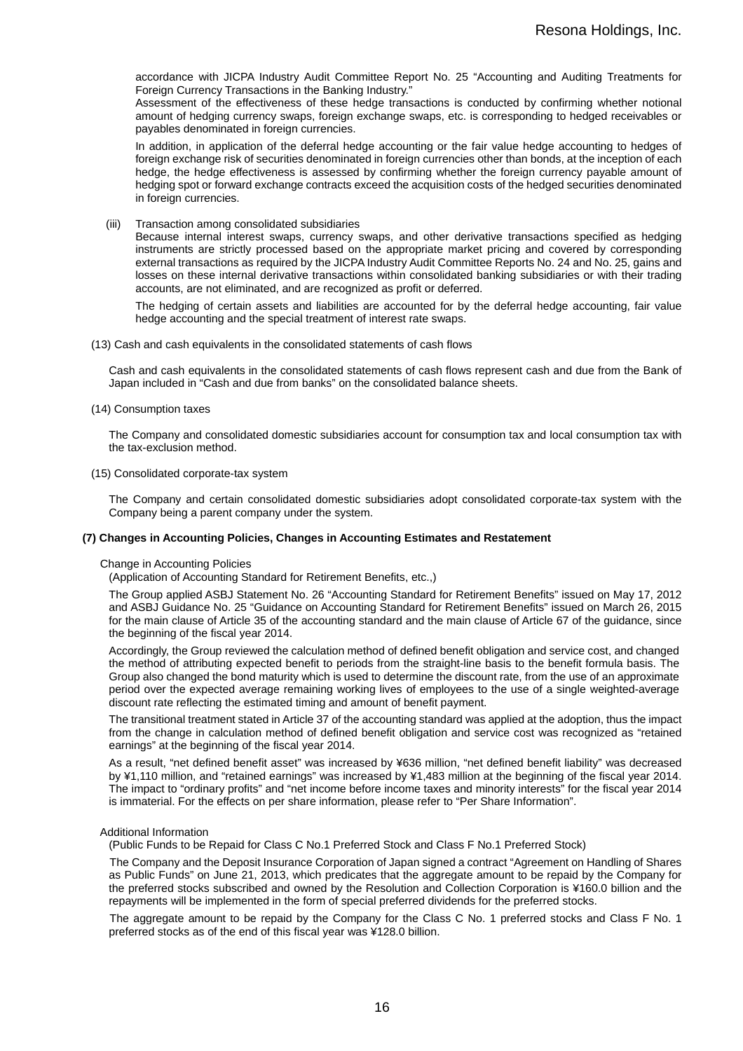accordance with JICPA Industry Audit Committee Report No. 25 "Accounting and Auditing Treatments for Foreign Currency Transactions in the Banking Industry."

Assessment of the effectiveness of these hedge transactions is conducted by confirming whether notional amount of hedging currency swaps, foreign exchange swaps, etc. is corresponding to hedged receivables or payables denominated in foreign currencies.

In addition, in application of the deferral hedge accounting or the fair value hedge accounting to hedges of foreign exchange risk of securities denominated in foreign currencies other than bonds, at the inception of each hedge, the hedge effectiveness is assessed by confirming whether the foreign currency payable amount of hedging spot or forward exchange contracts exceed the acquisition costs of the hedged securities denominated in foreign currencies.

(iii) Transaction among consolidated subsidiaries

Because internal interest swaps, currency swaps, and other derivative transactions specified as hedging instruments are strictly processed based on the appropriate market pricing and covered by corresponding external transactions as required by the JICPA Industry Audit Committee Reports No. 24 and No. 25, gains and losses on these internal derivative transactions within consolidated banking subsidiaries or with their trading accounts, are not eliminated, and are recognized as profit or deferred.

The hedging of certain assets and liabilities are accounted for by the deferral hedge accounting, fair value hedge accounting and the special treatment of interest rate swaps.

(13) Cash and cash equivalents in the consolidated statements of cash flows

Cash and cash equivalents in the consolidated statements of cash flows represent cash and due from the Bank of Japan included in "Cash and due from banks" on the consolidated balance sheets.

(14) Consumption taxes

The Company and consolidated domestic subsidiaries account for consumption tax and local consumption tax with the tax-exclusion method.

(15) Consolidated corporate-tax system

The Company and certain consolidated domestic subsidiaries adopt consolidated corporate-tax system with the Company being a parent company under the system.

**(7) Changes in Accounting Policies, Changes in Accounting Estimates and Restatement**

Change in Accounting Policies

(Application of Accounting Standard for Retirement Benefits, etc.,)

The Group applied ASBJ Statement No. 26 "Accounting Standard for Retirement Benefits" issued on May 17, 2012 and ASBJ Guidance No. 25 "Guidance on Accounting Standard for Retirement Benefits" issued on March 26, 2015 for the main clause of Article 35 of the accounting standard and the main clause of Article 67 of the guidance, since the beginning of the fiscal year 2014.

Accordingly, the Group reviewed the calculation method of defined benefit obligation and service cost, and changed the method of attributing expected benefit to periods from the straight-line basis to the benefit formula basis. The Group also changed the bond maturity which is used to determine the discount rate, from the use of an approximate period over the expected average remaining working lives of employees to the use of a single weighted-average discount rate reflecting the estimated timing and amount of benefit payment.

The transitional treatment stated in Article 37 of the accounting standard was applied at the adoption, thus the impact from the change in calculation method of defined benefit obligation and service cost was recognized as "retained earnings" at the beginning of the fiscal year 2014.

As a result, "net defined benefit asset" was increased by ¥636 million, "net defined benefit liability" was decreased by ¥1,110 million, and "retained earnings" was increased by ¥1,483 million at the beginning of the fiscal year 2014. The impact to "ordinary profits" and "net income before income taxes and minority interests" for the fiscal year 2014 is immaterial. For the effects on per share information, please refer to "Per Share Information".

Additional Information

(Public Funds to be Repaid for Class C No.1 Preferred Stock and Class F No.1 Preferred Stock)

The Company and the Deposit Insurance Corporation of Japan signed a contract "Agreement on Handling of Shares as Public Funds" on June 21, 2013, which predicates that the aggregate amount to be repaid by the Company for the preferred stocks subscribed and owned by the Resolution and Collection Corporation is ¥160.0 billion and the repayments will be implemented in the form of special preferred dividends for the preferred stocks.

The aggregate amount to be repaid by the Company for the Class C No. 1 preferred stocks and Class F No. 1 preferred stocks as of the end of this fiscal year was ¥128.0 billion.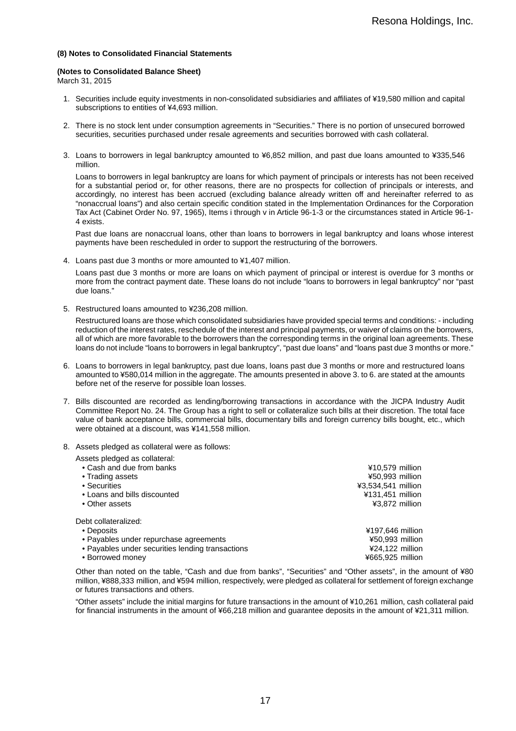### (8) Notes to Consolidated Financial Statements

**(Notes to Consolidated Balance Sheet)**
March 31, 2015

1. Securities include equity investments in non-consolidated subsidiaries and affiliates of ¥19,580 million and capital subscriptions to entities of ¥4,693 million.

2. There is no stock lent under consumption agreements in "Securities." There is no portion of unsecured borrowed securities, securities purchased under resale agreements and securities borrowed with cash collateral.

3. Loans to borrowers in legal bankruptcy amounted to ¥6,852 million, and past due loans amounted to ¥335,546 million.

   Loans to borrowers in legal bankruptcy are loans for which payment of principals or interests has not been received for a substantial period or, for other reasons, there are no prospects for collection of principals or interests, and accordingly, no interest has been accrued (excluding balance already written off and hereinafter referred to as "nonaccrual loans") and also certain specific condition stated in the Implementation Ordinances for the Corporation Tax Act (Cabinet Order No. 97, 1965), Items i through v in Article 96-1-3 or the circumstances stated in Article 96-1-4 exists.

   Past due loans are nonaccrual loans, other than loans to borrowers in legal bankruptcy and loans whose interest payments have been rescheduled in order to support the restructuring of the borrowers.

4. Loans past due 3 months or more amounted to ¥1,407 million.

   Loans past due 3 months or more are loans on which payment of principal or interest is overdue for 3 months or more from the contract payment date. These loans do not include "loans to borrowers in legal bankruptcy" nor "past due loans."

5. Restructured loans amounted to ¥236,208 million.

   Restructured loans are those which consolidated subsidiaries have provided special terms and conditions: - including reduction of the interest rates, reschedule of the interest and principal payments, or waiver of claims on the borrowers, all of which are more favorable to the borrowers than the corresponding terms in the original loan agreements. These loans do not include "loans to borrowers in legal bankruptcy", "past due loans" and "loans past due 3 months or more."

6. Loans to borrowers in legal bankruptcy, past due loans, loans past due 3 months or more and restructured loans amounted to ¥580,014 million in the aggregate. The amounts presented in above 3. to 6. are stated at the amounts before net of the reserve for possible loan losses.

7. Bills discounted are recorded as lending/borrowing transactions in accordance with the JICPA Industry Audit Committee Report No. 24. The Group has a right to sell or collateralize such bills at their discretion. The total face value of bank acceptance bills, commercial bills, documentary bills and foreign currency bills bought, etc., which were obtained at a discount, was ¥141,558 million.

8. Assets pledged as collateral were as follows:

| Assets pledged as collateral: | |
|---|---|
| • Cash and due from banks | ¥10,579 million |
| • Trading assets | ¥50,993 million |
| • Securities | ¥3,534,541 million |
| • Loans and bills discounted | ¥131,451 million |
| • Other assets | ¥3,872 million |
| Debt collateralized: | |
| • Deposits | ¥197,646 million |
| • Payables under repurchase agreements | ¥50,993 million |
| • Payables under securities lending transactions | ¥24,122 million |
| • Borrowed money | ¥665,925 million |

   Other than noted on the table, "Cash and due from banks", "Securities" and "Other assets", in the amount of ¥80 million, ¥888,333 million, and ¥594 million, respectively, were pledged as collateral for settlement of foreign exchange or futures transactions and others.

   "Other assets" include the initial margins for future transactions in the amount of ¥10,261 million, cash collateral paid for financial instruments in the amount of ¥66,218 million and guarantee deposits in the amount of ¥21,311 million.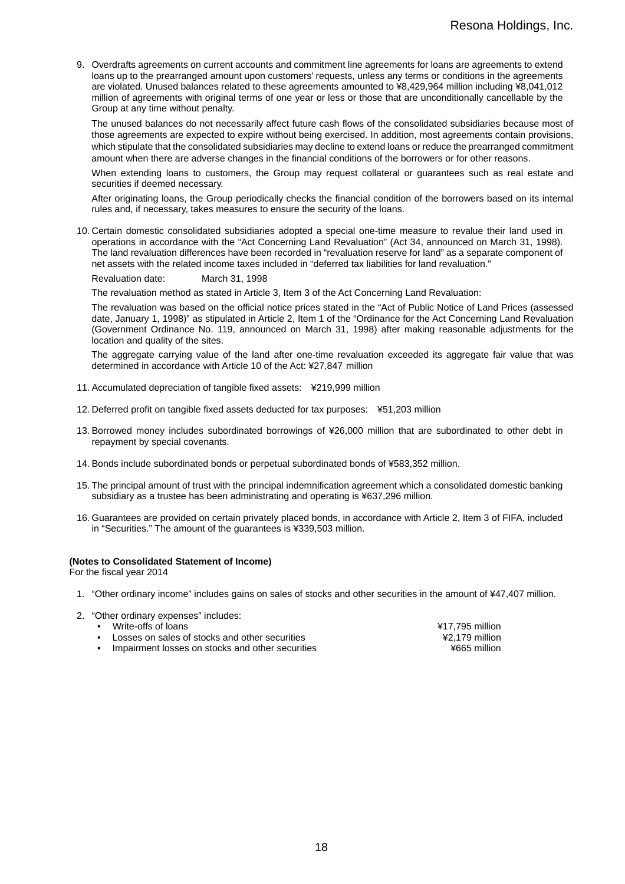9. Overdrafts agreements on current accounts and commitment line agreements for loans are agreements to extend loans up to the prearranged amount upon customers' requests, unless any terms or conditions in the agreements are violated. Unused balances related to these agreements amounted to ¥8,429,964 million including ¥8,041,012 million of agreements with original terms of one year or less or those that are unconditionally cancellable by the Group at any time without penalty.

   The unused balances do not necessarily affect future cash flows of the consolidated subsidiaries because most of those agreements are expected to expire without being exercised. In addition, most agreements contain provisions, which stipulate that the consolidated subsidiaries may decline to extend loans or reduce the prearranged commitment amount when there are adverse changes in the financial conditions of the borrowers or for other reasons.

   When extending loans to customers, the Group may request collateral or guarantees such as real estate and securities if deemed necessary.

   After originating loans, the Group periodically checks the financial condition of the borrowers based on its internal rules and, if necessary, takes measures to ensure the security of the loans.

10. Certain domestic consolidated subsidiaries adopted a special one-time measure to revalue their land used in operations in accordance with the "Act Concerning Land Revaluation" (Act 34, announced on March 31, 1998). The land revaluation differences have been recorded in "revaluation reserve for land" as a separate component of net assets with the related income taxes included in "deferred tax liabilities for land revaluation."

    Revaluation date: March 31, 1998

    The revaluation method as stated in Article 3, Item 3 of the Act Concerning Land Revaluation:

    The revaluation was based on the official notice prices stated in the "Act of Public Notice of Land Prices (assessed date, January 1, 1998)" as stipulated in Article 2, Item 1 of the "Ordinance for the Act Concerning Land Revaluation (Government Ordinance No. 119, announced on March 31, 1998) after making reasonable adjustments for the location and quality of the sites.

    The aggregate carrying value of the land after one-time revaluation exceeded its aggregate fair value that was determined in accordance with Article 10 of the Act: ¥27,847 million

11. Accumulated depreciation of tangible fixed assets: ¥219,999 million

12. Deferred profit on tangible fixed assets deducted for tax purposes: ¥51,203 million

13. Borrowed money includes subordinated borrowings of ¥26,000 million that are subordinated to other debt in repayment by special covenants.

14. Bonds include subordinated bonds or perpetual subordinated bonds of ¥583,352 million.

15. The principal amount of trust with the principal indemnification agreement which a consolidated domestic banking subsidiary as a trustee has been administrating and operating is ¥637,296 million.

16. Guarantees are provided on certain privately placed bonds, in accordance with Article 2, Item 3 of FIFA, included in "Securities." The amount of the guarantees is ¥339,503 million.

**(Notes to Consolidated Statement of Income)**
For the fiscal year 2014

1. "Other ordinary income" includes gains on sales of stocks and other securities in the amount of ¥47,407 million.

2. "Other ordinary expenses" includes:
   - Write-offs of loans ¥17,795 million
   - Losses on sales of stocks and other securities ¥2,179 million
   - Impairment losses on stocks and other securities ¥665 million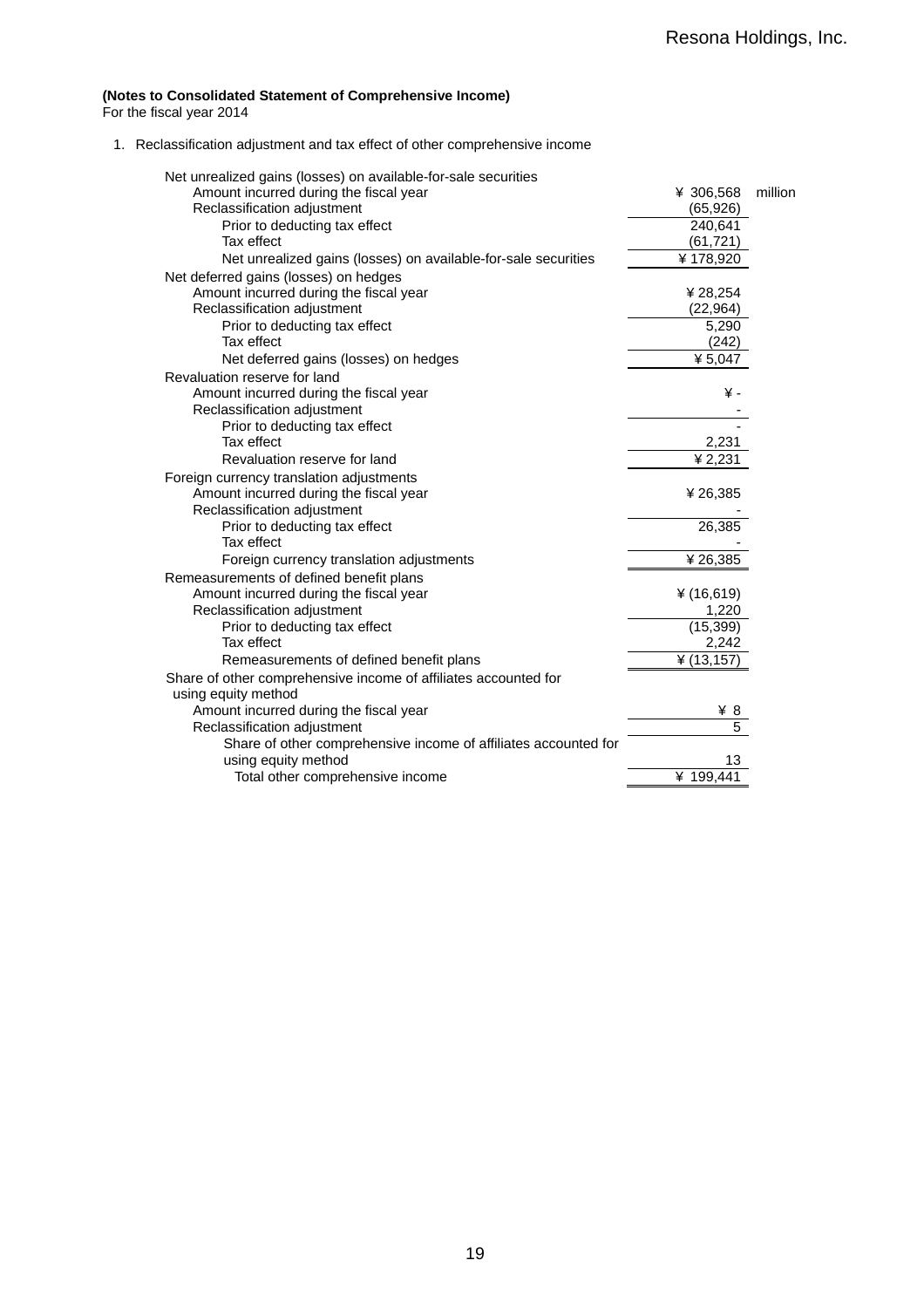**(Notes to Consolidated Statement of Comprehensive Income)**
For the fiscal year 2014

1. Reclassification adjustment and tax effect of other comprehensive income

| | | |
|---|---|---|
| Net unrealized gains (losses) on available-for-sale securities | | |
| Amount incurred during the fiscal year | ¥ 306,568 | million |
| Reclassification adjustment | (65,926) | |
| Prior to deducting tax effect | 240,641 | |
| Tax effect | (61,721) | |
| Net unrealized gains (losses) on available-for-sale securities | ¥ 178,920 | |
| Net deferred gains (losses) on hedges | | |
| Amount incurred during the fiscal year | ¥ 28,254 | |
| Reclassification adjustment | (22,964) | |
| Prior to deducting tax effect | 5,290 | |
| Tax effect | (242) | |
| Net deferred gains (losses) on hedges | ¥ 5,047 | |
| Revaluation reserve for land | | |
| Amount incurred during the fiscal year | ¥ - | |
| Reclassification adjustment | - | |
| Prior to deducting tax effect | - | |
| Tax effect | 2,231 | |
| Revaluation reserve for land | ¥ 2,231 | |
| Foreign currency translation adjustments | | |
| Amount incurred during the fiscal year | ¥ 26,385 | |
| Reclassification adjustment | - | |
| Prior to deducting tax effect | 26,385 | |
| Tax effect | - | |
| Foreign currency translation adjustments | ¥ 26,385 | |
| Remeasurements of defined benefit plans | | |
| Amount incurred during the fiscal year | ¥ (16,619) | |
| Reclassification adjustment | 1,220 | |
| Prior to deducting tax effect | (15,399) | |
| Tax effect | 2,242 | |
| Remeasurements of defined benefit plans | ¥ (13,157) | |
| Share of other comprehensive income of affiliates accounted for using equity method | | |
| Amount incurred during the fiscal year | ¥ 8 | |
| Reclassification adjustment | 5 | |
| Share of other comprehensive income of affiliates accounted for using equity method | 13 | |
| Total other comprehensive income | ¥ 199,441 | |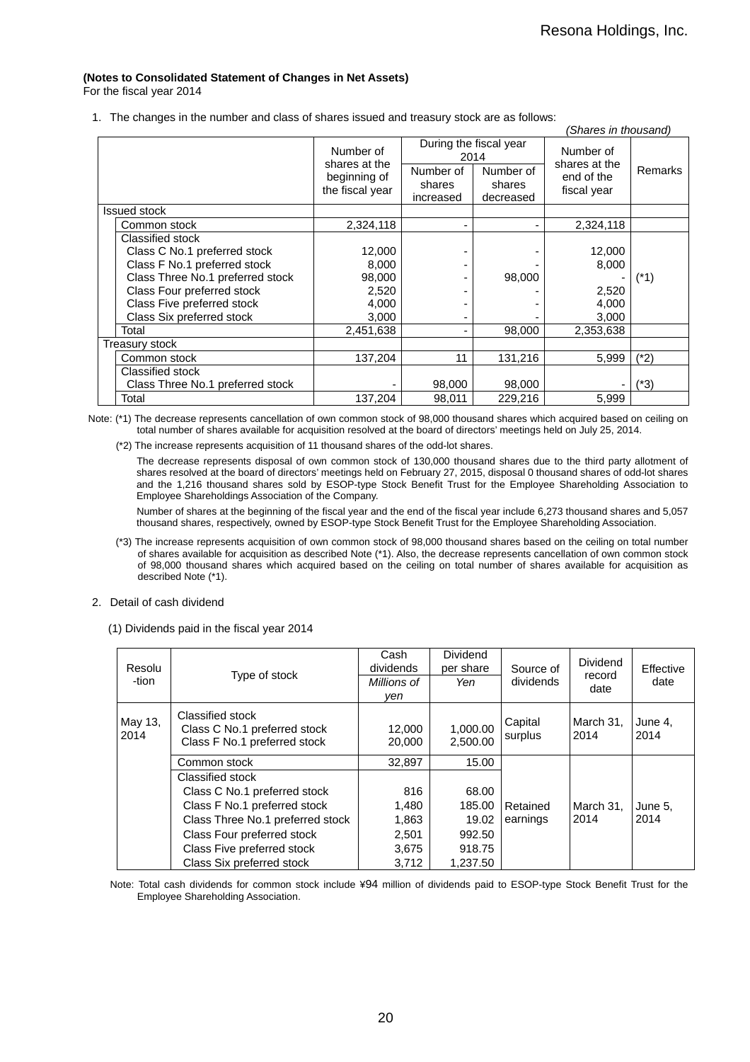**(Notes to Consolidated Statement of Changes in Net Assets)**
For the fiscal year 2014

1. The changes in the number and class of shares issued and treasury stock are as follows:

*(Shares in thousand)*

| | Number of shares at the beginning of the fiscal year | During the fiscal year 2014 | | Number of shares at the end of the fiscal year | Remarks |
|---|---|---|---|---|---|
| | | Number of shares increased | Number of shares decreased | | |
| Issued stock | | | | | |
| Common stock | 2,324,118 | - | - | 2,324,118 | |
| Classified stock | | | | | |
| Class C No.1 preferred stock | 12,000 | - | - | 12,000 | |
| Class F No.1 preferred stock | 8,000 | - | - | 8,000 | |
| Class Three No.1 preferred stock | 98,000 | - | 98,000 | - | (*1) |
| Class Four preferred stock | 2,520 | - | - | 2,520 | |
| Class Five preferred stock | 4,000 | - | - | 4,000 | |
| Class Six preferred stock | 3,000 | - | - | 3,000 | |
| Total | 2,451,638 | - | 98,000 | 2,353,638 | |
| Treasury stock | | | | | |
| Common stock | 137,204 | 11 | 131,216 | 5,999 | (*2) |
| Classified stock | | | | | |
| Class Three No.1 preferred stock | - | 98,000 | 98,000 | - | (*3) |
| Total | 137,204 | 98,011 | 229,216 | 5,999 | |

Note: (*1) The decrease represents cancellation of own common stock of 98,000 thousand shares which acquired based on ceiling on total number of shares available for acquisition resolved at the board of directors' meetings held on July 25, 2014.

(*2) The increase represents acquisition of 11 thousand shares of the odd-lot shares.

The decrease represents disposal of own common stock of 130,000 thousand shares due to the third party allotment of shares resolved at the board of directors' meetings held on February 27, 2015, disposal 0 thousand shares of odd-lot shares and the 1,216 thousand shares sold by ESOP-type Stock Benefit Trust for the Employee Shareholding Association to Employee Shareholdings Association of the Company.

Number of shares at the beginning of the fiscal year and the end of the fiscal year include 6,273 thousand shares and 5,057 thousand shares, respectively, owned by ESOP-type Stock Benefit Trust for the Employee Shareholding Association.

(*3) The increase represents acquisition of own common stock of 98,000 thousand shares based on the ceiling on total number of shares available for acquisition as described Note (*1). Also, the decrease represents cancellation of own common stock of 98,000 thousand shares which acquired based on the ceiling on total number of shares available for acquisition as described Note (*1).

2. Detail of cash dividend

(1) Dividends paid in the fiscal year 2014

| Resolu-tion | Type of stock | Cash dividends | Dividend per share | Source of dividends | Dividend record date | Effective date |
|---|---|---|---|---|---|---|
| | | *Millions of yen* | *Yen* | | | |
| May 13, 2014 | Classified stock<br>Class C No.1 preferred stock<br>Class F No.1 preferred stock | <br>12,000<br>20,000 | <br>1,000.00<br>2,500.00 | Capital surplus | March 31, 2014 | June 4, 2014 |
| | Common stock | 32,897 | 15.00 | Retained earnings | March 31, 2014 | June 5, 2014 |
| | Classified stock<br>Class C No.1 preferred stock<br>Class F No.1 preferred stock<br>Class Three No.1 preferred stock<br>Class Four preferred stock<br>Class Five preferred stock<br>Class Six preferred stock | <br>816<br>1,480<br>1,863<br>2,501<br>3,675<br>3,712 | <br>68.00<br>185.00<br>19.02<br>992.50<br>918.75<br>1,237.50 | | | |

Note: Total cash dividends for common stock include ¥94 million of dividends paid to ESOP-type Stock Benefit Trust for the Employee Shareholding Association.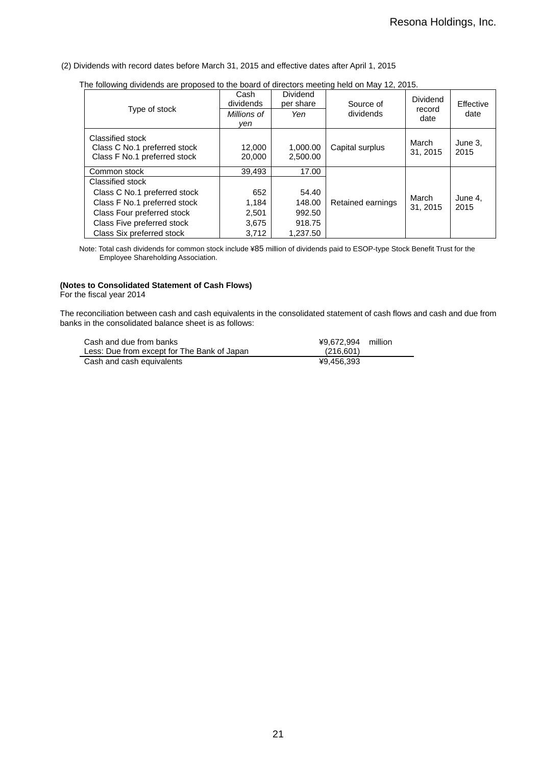(2) Dividends with record dates before March 31, 2015 and effective dates after April 1, 2015

The following dividends are proposed to the board of directors meeting held on May 12, 2015.

| Type of stock | Cash dividends | Dividend per share | Source of dividends | Dividend record date | Effective date |
|---|---|---|---|---|---|
| | *Millions of yen* | *Yen* | | | |
| Classified stock | | | | | |
| Class C No.1 preferred stock | 12,000 | 1,000.00 | Capital surplus | March 31, 2015 | June 3, 2015 |
| Class F No.1 preferred stock | 20,000 | 2,500.00 | | | |
| Common stock | 39,493 | 17.00 | Retained earnings | March 31, 2015 | June 4, 2015 |
| Classified stock | | | | | |
| Class C No.1 preferred stock | 652 | 54.40 | | | |
| Class F No.1 preferred stock | 1,184 | 148.00 | | | |
| Class Four preferred stock | 2,501 | 992.50 | | | |
| Class Five preferred stock | 3,675 | 918.75 | | | |
| Class Six preferred stock | 3,712 | 1,237.50 | | | |

Note: Total cash dividends for common stock include ¥85 million of dividends paid to ESOP-type Stock Benefit Trust for the Employee Shareholding Association.

**(Notes to Consolidated Statement of Cash Flows)**
For the fiscal year 2014

The reconciliation between cash and cash equivalents in the consolidated statement of cash flows and cash and due from banks in the consolidated balance sheet is as follows:

| | |
|---|---|
| Cash and due from banks | ¥9,672,994 million |
| Less: Due from except for The Bank of Japan | (216,601) |
| Cash and cash equivalents | ¥9,456,393 |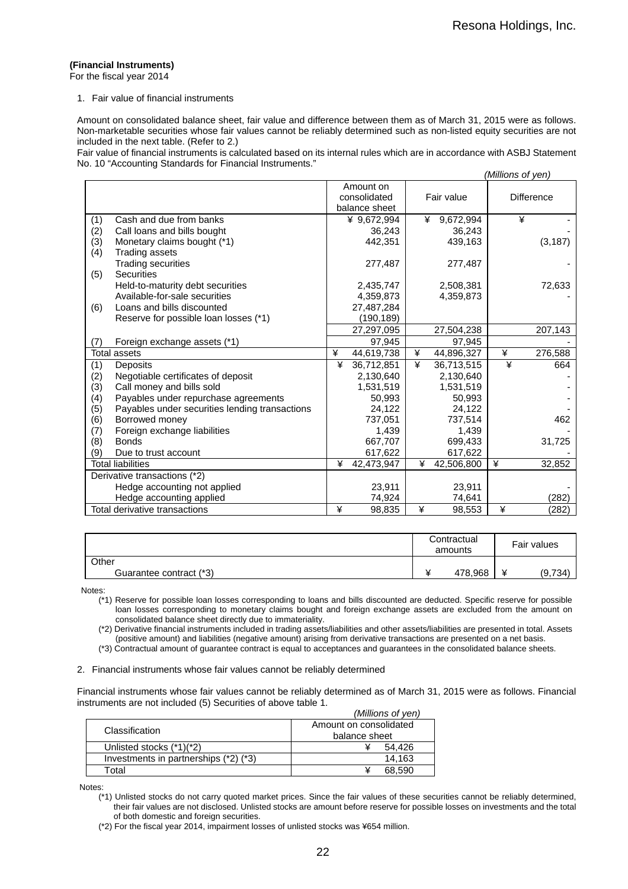**(Financial Instruments)**
For the fiscal year 2014

1. Fair value of financial instruments

Amount on consolidated balance sheet, fair value and difference between them as of March 31, 2015 were as follows. Non-marketable securities whose fair values cannot be reliably determined such as non-listed equity securities are not included in the next table. (Refer to 2.)

Fair value of financial instruments is calculated based on its internal rules which are in accordance with ASBJ Statement No. 10 "Accounting Standards for Financial Instruments."

*(Millions of yen)*

| | Amount on consolidated balance sheet | Fair value | Difference |
|---|---|---|---|
| (1) Cash and due from banks | ¥ 9,672,994 | ¥ 9,672,994 | ¥ - |
| (2) Call loans and bills bought | 36,243 | 36,243 | - |
| (3) Monetary claims bought (*1) | 442,351 | 439,163 | (3,187) |
| (4) Trading assets | | | |
| Trading securities | 277,487 | 277,487 | - |
| (5) Securities | | | |
| Held-to-maturity debt securities | 2,435,747 | 2,508,381 | 72,633 |
| Available-for-sale securities | 4,359,873 | 4,359,873 | - |
| (6) Loans and bills discounted | 27,487,284 | | |
| Reserve for possible loan losses (*1) | (190,189) | | |
| | 27,297,095 | 27,504,238 | 207,143 |
| (7) Foreign exchange assets (*1) | 97,945 | 97,945 | - |
| Total assets | ¥ 44,619,738 | ¥ 44,896,327 | ¥ 276,588 |
| (1) Deposits | ¥ 36,712,851 | ¥ 36,713,515 | ¥ 664 |
| (2) Negotiable certificates of deposit | 2,130,640 | 2,130,640 | - |
| (3) Call money and bills sold | 1,531,519 | 1,531,519 | - |
| (4) Payables under repurchase agreements | 50,993 | 50,993 | - |
| (5) Payables under securities lending transactions | 24,122 | 24,122 | - |
| (6) Borrowed money | 737,051 | 737,514 | 462 |
| (7) Foreign exchange liabilities | 1,439 | 1,439 | - |
| (8) Bonds | 667,707 | 699,433 | 31,725 |
| (9) Due to trust account | 617,622 | 617,622 | - |
| Total liabilities | ¥ 42,473,947 | ¥ 42,506,800 | ¥ 32,852 |
| Derivative transactions (*2) | | | |
| Hedge accounting not applied | 23,911 | 23,911 | - |
| Hedge accounting applied | 74,924 | 74,641 | (282) |
| Total derivative transactions | ¥ 98,835 | ¥ 98,553 | ¥ (282) |

| | Contractual amounts | Fair values |
|---|---|---|
| Other | | |
| Guarantee contract (*3) | ¥ 478,968 | ¥ (9,734) |

Notes:

(*1) Reserve for possible loan losses corresponding to loans and bills discounted are deducted. Specific reserve for possible loan losses corresponding to monetary claims bought and foreign exchange assets are excluded from the amount on consolidated balance sheet directly due to immateriality.

(*2) Derivative financial instruments included in trading assets/liabilities and other assets/liabilities are presented in total. Assets (positive amount) and liabilities (negative amount) arising from derivative transactions are presented on a net basis.

(*3) Contractual amount of guarantee contract is equal to acceptances and guarantees in the consolidated balance sheets.

2. Financial instruments whose fair values cannot be reliably determined

Financial instruments whose fair values cannot be reliably determined as of March 31, 2015 were as follows. Financial instruments are not included (5) Securities of above table 1.

*(Millions of yen)*

| Classification | Amount on consolidated balance sheet |
|---|---|
| Unlisted stocks (*1)(*2) | ¥ 54,426 |
| Investments in partnerships (*2) (*3) | 14,163 |
| Total | ¥ 68,590 |

Notes:

(*1) Unlisted stocks do not carry quoted market prices. Since the fair values of these securities cannot be reliably determined, their fair values are not disclosed. Unlisted stocks are amount before reserve for possible losses on investments and the total of both domestic and foreign securities.

(*2) For the fiscal year 2014, impairment losses of unlisted stocks was ¥654 million.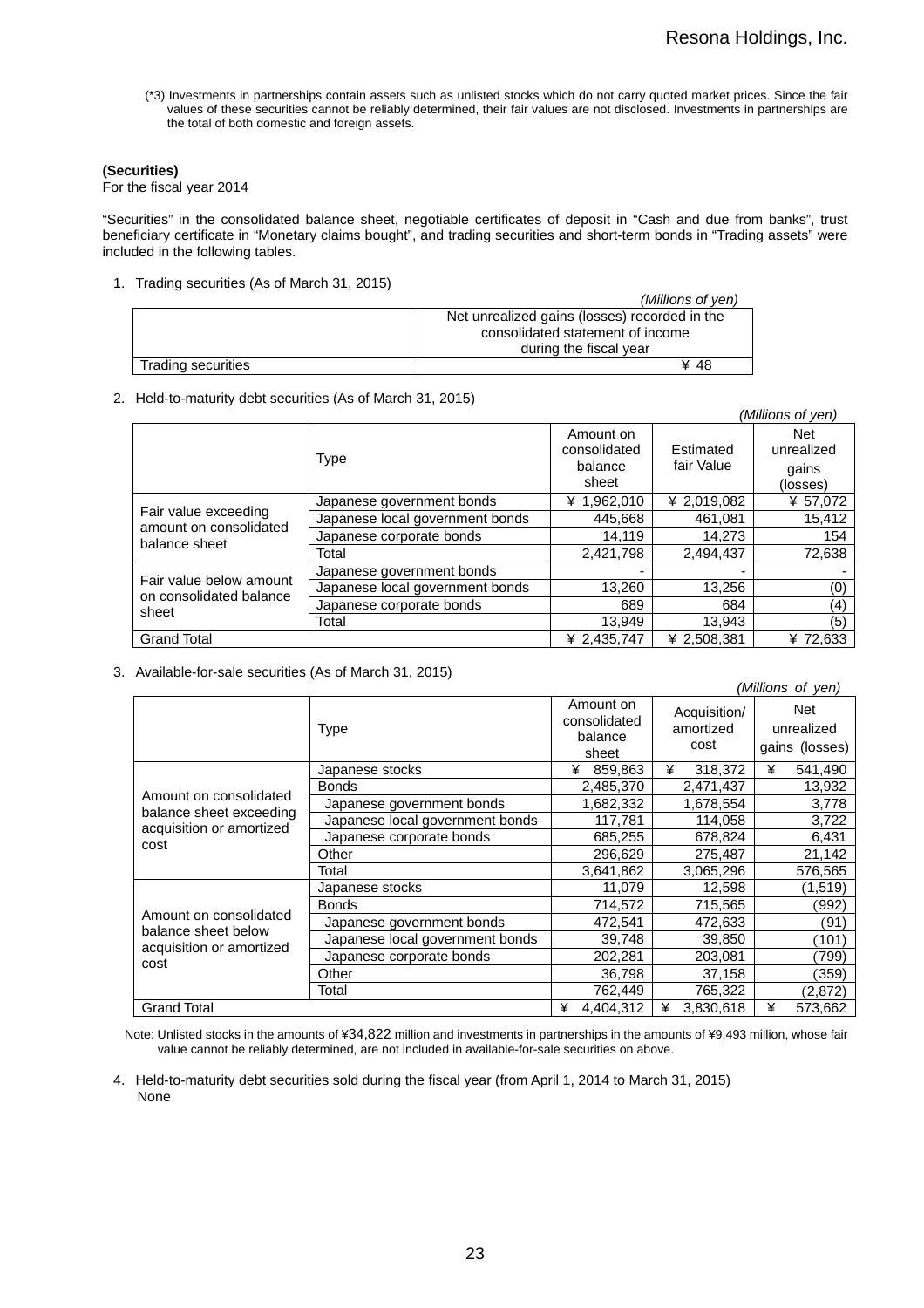(*3) Investments in partnerships contain assets such as unlisted stocks which do not carry quoted market prices. Since the fair values of these securities cannot be reliably determined, their fair values are not disclosed. Investments in partnerships are the total of both domestic and foreign assets.

**(Securities)**

For the fiscal year 2014

"Securities" in the consolidated balance sheet, negotiable certificates of deposit in "Cash and due from banks", trust beneficiary certificate in "Monetary claims bought", and trading securities and short-term bonds in "Trading assets" were included in the following tables.

1. Trading securities (As of March 31, 2015)

*(Millions of yen)*

| | Net unrealized gains (losses) recorded in the consolidated statement of income during the fiscal year |
|---|---|
| Trading securities | ¥ 48 |

2. Held-to-maturity debt securities (As of March 31, 2015)

*(Millions of yen)*

| | Type | Amount on consolidated balance sheet | Estimated fair Value | Net unrealized gains (losses) |
|---|---|---|---|---|
| Fair value exceeding amount on consolidated balance sheet | Japanese government bonds | ¥ 1,962,010 | ¥ 2,019,082 | ¥ 57,072 |
| | Japanese local government bonds | 445,668 | 461,081 | 15,412 |
| | Japanese corporate bonds | 14,119 | 14,273 | 154 |
| | Total | 2,421,798 | 2,494,437 | 72,638 |
| Fair value below amount on consolidated balance sheet | Japanese government bonds | - | - | - |
| | Japanese local government bonds | 13,260 | 13,256 | (0) |
| | Japanese corporate bonds | 689 | 684 | (4) |
| | Total | 13,949 | 13,943 | (5) |
| Grand Total | | ¥ 2,435,747 | ¥ 2,508,381 | ¥ 72,633 |

3. Available-for-sale securities (As of March 31, 2015)

*(Millions of yen)*

| | Type | Amount on consolidated balance sheet | Acquisition/ amortized cost | Net unrealized gains (losses) |
|---|---|---|---|---|
| Amount on consolidated balance sheet exceeding acquisition or amortized cost | Japanese stocks | ¥ 859,863 | ¥ 318,372 | ¥ 541,490 |
| | Bonds | 2,485,370 | 2,471,437 | 13,932 |
| | Japanese government bonds | 1,682,332 | 1,678,554 | 3,778 |
| | Japanese local government bonds | 117,781 | 114,058 | 3,722 |
| | Japanese corporate bonds | 685,255 | 678,824 | 6,431 |
| | Other | 296,629 | 275,487 | 21,142 |
| | Total | 3,641,862 | 3,065,296 | 576,565 |
| Amount on consolidated balance sheet below acquisition or amortized cost | Japanese stocks | 11,079 | 12,598 | (1,519) |
| | Bonds | 714,572 | 715,565 | (992) |
| | Japanese government bonds | 472,541 | 472,633 | (91) |
| | Japanese local government bonds | 39,748 | 39,850 | (101) |
| | Japanese corporate bonds | 202,281 | 203,081 | (799) |
| | Other | 36,798 | 37,158 | (359) |
| | Total | 762,449 | 765,322 | (2,872) |
| Grand Total | | ¥ 4,404,312 | ¥ 3,830,618 | ¥ 573,662 |

Note: Unlisted stocks in the amounts of ¥34,822 million and investments in partnerships in the amounts of ¥9,493 million, whose fair value cannot be reliably determined, are not included in available-for-sale securities on above.

4. Held-to-maturity debt securities sold during the fiscal year (from April 1, 2014 to March 31, 2015)
   None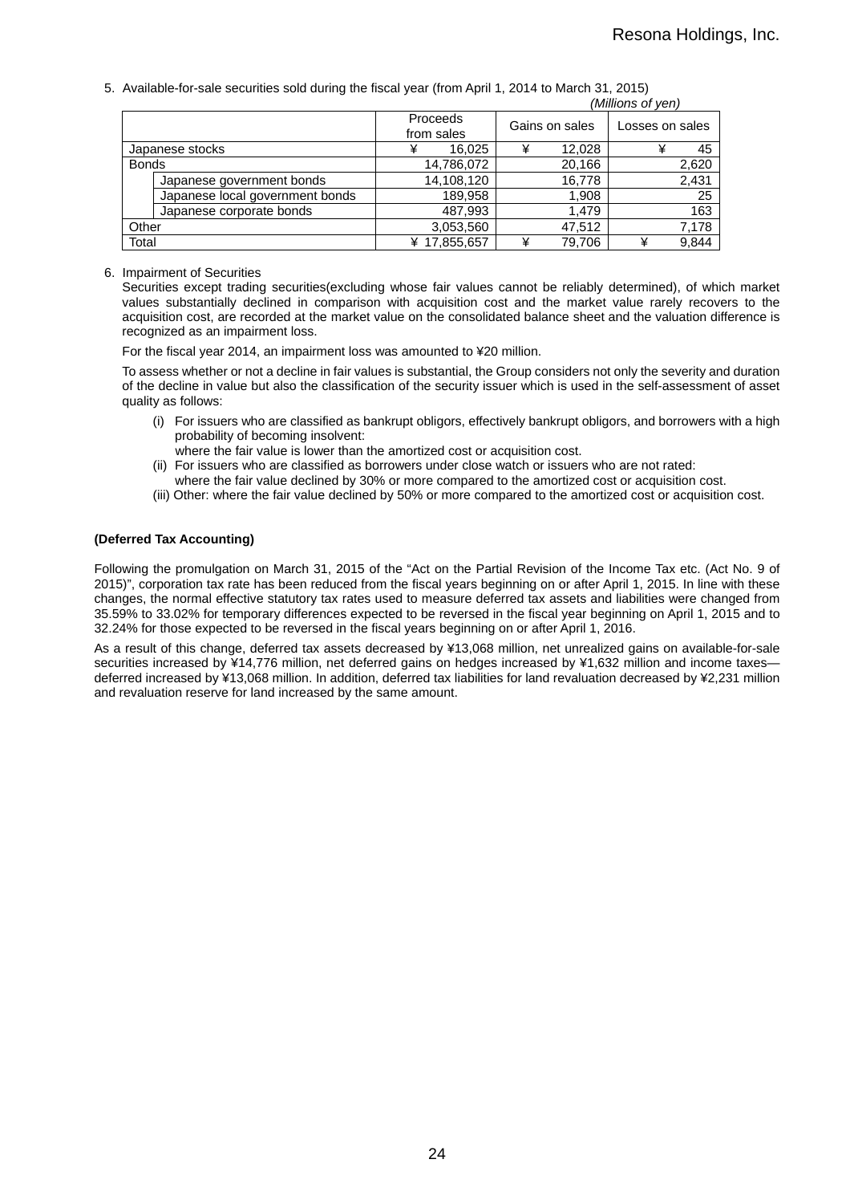5. Available-for-sale securities sold during the fiscal year (from April 1, 2014 to March 31, 2015)

*(Millions of yen)*

| | | Proceeds from sales | Gains on sales | Losses on sales |
|---|---|---|---|---|
| Japanese stocks | | ¥ 16,025 | ¥ 12,028 | ¥ 45 |
| Bonds | | 14,786,072 | 20,166 | 2,620 |
| | Japanese government bonds | 14,108,120 | 16,778 | 2,431 |
| | Japanese local government bonds | 189,958 | 1,908 | 25 |
| | Japanese corporate bonds | 487,993 | 1,479 | 163 |
| Other | | 3,053,560 | 47,512 | 7,178 |
| Total | | ¥ 17,855,657 | ¥ 79,706 | ¥ 9,844 |

6. Impairment of Securities

Securities except trading securities(excluding whose fair values cannot be reliably determined), of which market values substantially declined in comparison with acquisition cost and the market value rarely recovers to the acquisition cost, are recorded at the market value on the consolidated balance sheet and the valuation difference is recognized as an impairment loss.

For the fiscal year 2014, an impairment loss was amounted to ¥20 million.

To assess whether or not a decline in fair values is substantial, the Group considers not only the severity and duration of the decline in value but also the classification of the security issuer which is used in the self-assessment of asset quality as follows:

(i) For issuers who are classified as bankrupt obligors, effectively bankrupt obligors, and borrowers with a high probability of becoming insolvent:
where the fair value is lower than the amortized cost or acquisition cost.

(ii) For issuers who are classified as borrowers under close watch or issuers who are not rated:
where the fair value declined by 30% or more compared to the amortized cost or acquisition cost.

(iii) Other: where the fair value declined by 50% or more compared to the amortized cost or acquisition cost.

**(Deferred Tax Accounting)**

Following the promulgation on March 31, 2015 of the "Act on the Partial Revision of the Income Tax etc. (Act No. 9 of 2015)", corporation tax rate has been reduced from the fiscal years beginning on or after April 1, 2015. In line with these changes, the normal effective statutory tax rates used to measure deferred tax assets and liabilities were changed from 35.59% to 33.02% for temporary differences expected to be reversed in the fiscal year beginning on April 1, 2015 and to 32.24% for those expected to be reversed in the fiscal years beginning on or after April 1, 2016.

As a result of this change, deferred tax assets decreased by ¥13,068 million, net unrealized gains on available-for-sale securities increased by ¥14,776 million, net deferred gains on hedges increased by ¥1,632 million and income taxes—deferred increased by ¥13,068 million. In addition, deferred tax liabilities for land revaluation decreased by ¥2,231 million and revaluation reserve for land increased by the same amount.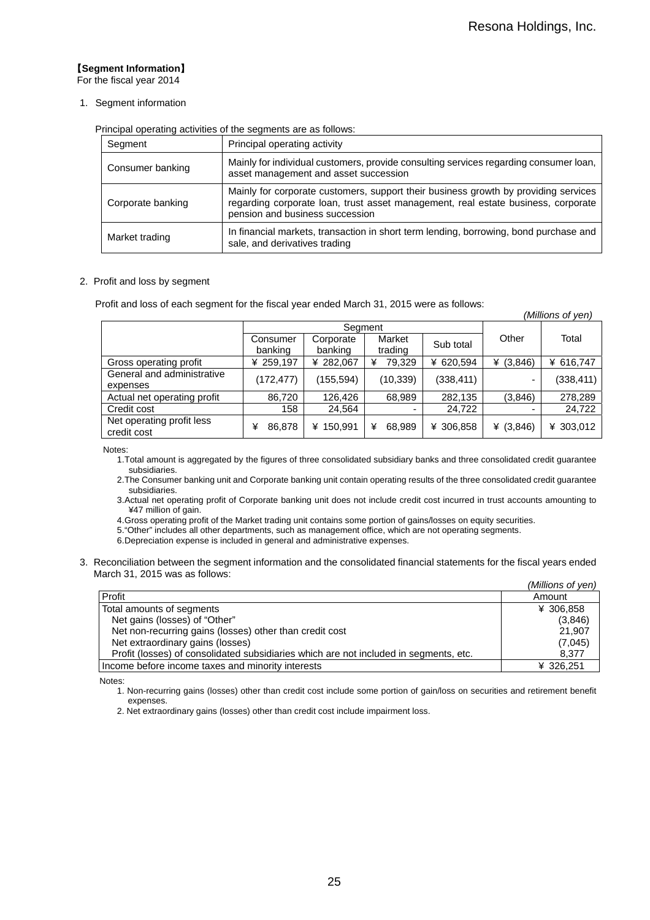【Segment Information】
For the fiscal year 2014

1. Segment information

Principal operating activities of the segments are as follows:

| Segment | Principal operating activity |
|---|---|
| Consumer banking | Mainly for individual customers, provide consulting services regarding consumer loan, asset management and asset succession |
| Corporate banking | Mainly for corporate customers, support their business growth by providing services regarding corporate loan, trust asset management, real estate business, corporate pension and business succession |
| Market trading | In financial markets, transaction in short term lending, borrowing, bond purchase and sale, and derivatives trading |

2. Profit and loss by segment

Profit and loss of each segment for the fiscal year ended March 31, 2015 were as follows:

*(Millions of yen)*

| | Segment | | | | Other | Total |
|---|---|---|---|---|---|---|
| | Consumer banking | Corporate banking | Market trading | Sub total | | |
| Gross operating profit | ¥ 259,197 | ¥ 282,067 | ¥ 79,329 | ¥ 620,594 | ¥ (3,846) | ¥ 616,747 |
| General and administrative expenses | (172,477) | (155,594) | (10,339) | (338,411) | - | (338,411) |
| Actual net operating profit | 86,720 | 126,426 | 68,989 | 282,135 | (3,846) | 278,289 |
| Credit cost | 158 | 24,564 | - | 24,722 | - | 24,722 |
| Net operating profit less credit cost | ¥ 86,878 | ¥ 150,991 | ¥ 68,989 | ¥ 306,858 | ¥ (3,846) | ¥ 303,012 |

Notes:
1. Total amount is aggregated by the figures of three consolidated subsidiary banks and three consolidated credit guarantee subsidiaries.
2. The Consumer banking unit and Corporate banking unit contain operating results of the three consolidated credit guarantee subsidiaries.
3. Actual net operating profit of Corporate banking unit does not include credit cost incurred in trust accounts amounting to ¥47 million of gain.
4. Gross operating profit of the Market trading unit contains some portion of gains/losses on equity securities.
5. "Other" includes all other departments, such as management office, which are not operating segments.
6. Depreciation expense is included in general and administrative expenses.

3. Reconciliation between the segment information and the consolidated financial statements for the fiscal years ended March 31, 2015 was as follows:

*(Millions of yen)*

| Profit | Amount |
|---|---|
| Total amounts of segments | ¥ 306,858 |
| Net gains (losses) of "Other" | (3,846) |
| Net non-recurring gains (losses) other than credit cost | 21,907 |
| Net extraordinary gains (losses) | (7,045) |
| Profit (losses) of consolidated subsidiaries which are not included in segments, etc. | 8,377 |
| Income before income taxes and minority interests | ¥ 326,251 |

Notes:
1. Non-recurring gains (losses) other than credit cost include some portion of gain/loss on securities and retirement benefit expenses.
2. Net extraordinary gains (losses) other than credit cost include impairment loss.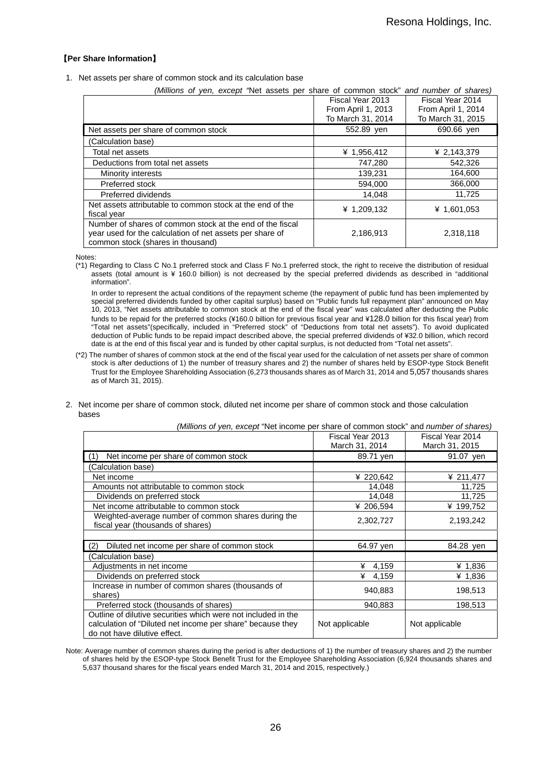**【Per Share Information】**

1. Net assets per share of common stock and its calculation base

*(Millions of yen, except "*Net assets per share of common stock*" and number of shares)*

| | Fiscal Year 2013 From April 1, 2013 To March 31, 2014 | Fiscal Year 2014 From April 1, 2014 To March 31, 2015 |
|---|---|---|
| Net assets per share of common stock | 552.89 yen | 690.66 yen |
| (Calculation base) | | |
| Total net assets | ¥ 1,956,412 | ¥ 2,143,379 |
| Deductions from total net assets | 747,280 | 542,326 |
| Minority interests | 139,231 | 164,600 |
| Preferred stock | 594,000 | 366,000 |
| Preferred dividends | 14,048 | 11,725 |
| Net assets attributable to common stock at the end of the fiscal year | ¥ 1,209,132 | ¥ 1,601,053 |
| Number of shares of common stock at the end of the fiscal year used for the calculation of net assets per share of common stock (shares in thousand) | 2,186,913 | 2,318,118 |

Notes:

(*1) Regarding to Class C No.1 preferred stock and Class F No.1 preferred stock, the right to receive the distribution of residual assets (total amount is ¥ 160.0 billion) is not decreased by the special preferred dividends as described in "additional information".

In order to represent the actual conditions of the repayment scheme (the repayment of public fund has been implemented by special preferred dividends funded by other capital surplus) based on "Public funds full repayment plan" announced on May 10, 2013, "Net assets attributable to common stock at the end of the fiscal year" was calculated after deducting the Public funds to be repaid for the preferred stocks (¥160.0 billion for previous fiscal year and ¥128.0 billion for this fiscal year) from "Total net assets"(specifically, included in "Preferred stock" of "Deductions from total net assets"). To avoid duplicated deduction of Public funds to be repaid impact described above, the special preferred dividends of ¥32.0 billion, which record date is at the end of this fiscal year and is funded by other capital surplus, is not deducted from "Total net assets".

(*2) The number of shares of common stock at the end of the fiscal year used for the calculation of net assets per share of common stock is after deductions of 1) the number of treasury shares and 2) the number of shares held by ESOP-type Stock Benefit Trust for the Employee Shareholding Association (6,273 thousands shares as of March 31, 2014 and 5,057 thousands shares as of March 31, 2015).

2. Net income per share of common stock, diluted net income per share of common stock and those calculation bases

*(Millions of yen, except* "Net income per share of common stock" and *number of shares)*

| | Fiscal Year 2013 March 31, 2014 | Fiscal Year 2014 March 31, 2015 |
|---|---|---|
| (1) Net income per share of common stock | 89.71 yen | 91.07 yen |
| (Calculation base) | | |
| Net income | ¥ 220,642 | ¥ 211,477 |
| Amounts not attributable to common stock | 14,048 | 11,725 |
| Dividends on preferred stock | 14,048 | 11,725 |
| Net income attributable to common stock | ¥ 206,594 | ¥ 199,752 |
| Weighted-average number of common shares during the fiscal year (thousands of shares) | 2,302,727 | 2,193,242 |
| | | |
| (2) Diluted net income per share of common stock | 64.97 yen | 84.28 yen |
| (Calculation base) | | |
| Adjustments in net income | ¥ 4,159 | ¥ 1,836 |
| Dividends on preferred stock | ¥ 4,159 | ¥ 1,836 |
| Increase in number of common shares (thousands of shares) | 940,883 | 198,513 |
| Preferred stock (thousands of shares) | 940,883 | 198,513 |
| Outline of dilutive securities which were not included in the calculation of "Diluted net income per share" because they do not have dilutive effect. | Not applicable | Not applicable |

Note: Average number of common shares during the period is after deductions of 1) the number of treasury shares and 2) the number of shares held by the ESOP-type Stock Benefit Trust for the Employee Shareholding Association (6,924 thousands shares and 5,637 thousand shares for the fiscal years ended March 31, 2014 and 2015, respectively.)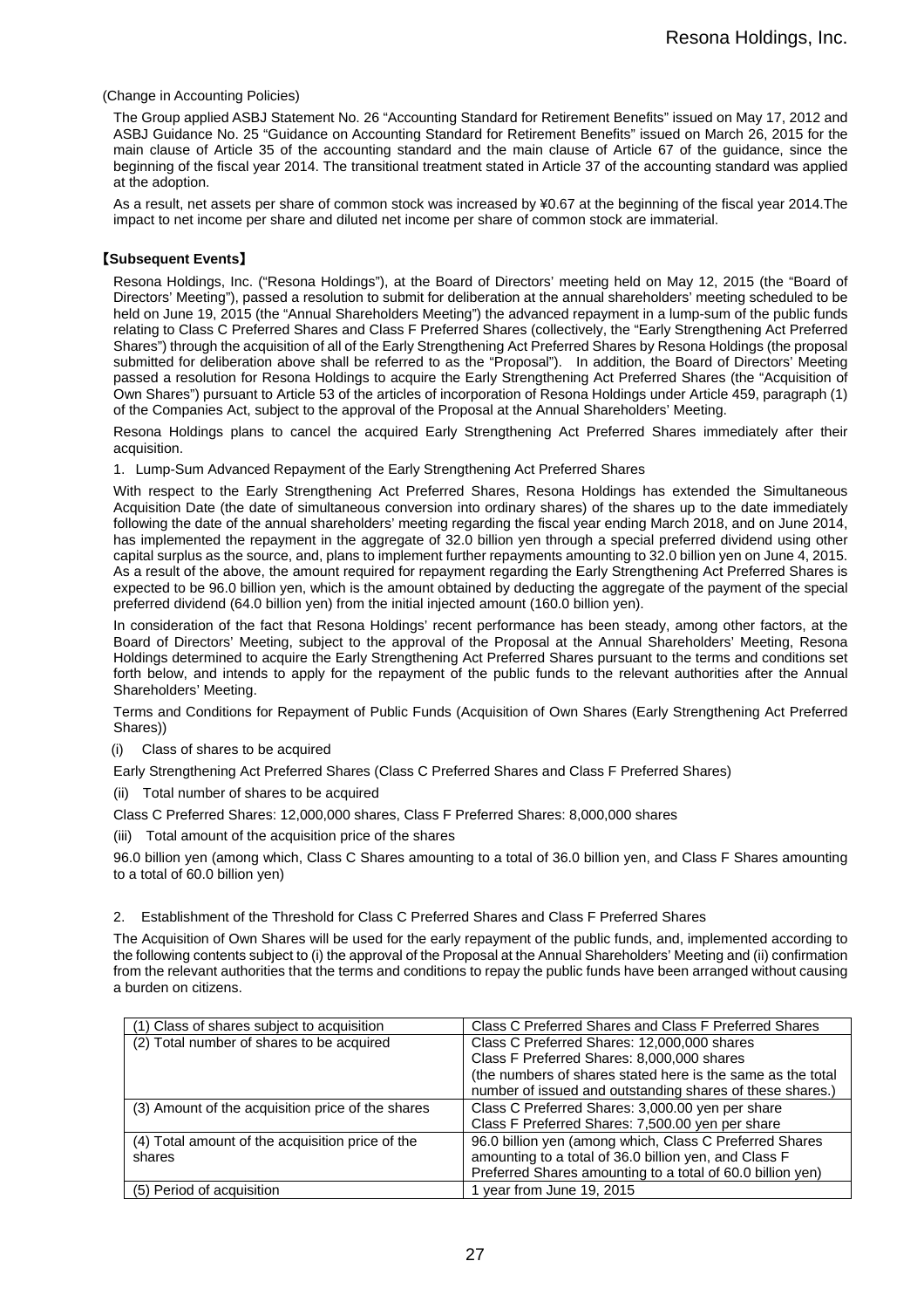(Change in Accounting Policies)

The Group applied ASBJ Statement No. 26 "Accounting Standard for Retirement Benefits" issued on May 17, 2012 and ASBJ Guidance No. 25 "Guidance on Accounting Standard for Retirement Benefits" issued on March 26, 2015 for the main clause of Article 35 of the accounting standard and the main clause of Article 67 of the guidance, since the beginning of the fiscal year 2014. The transitional treatment stated in Article 37 of the accounting standard was applied at the adoption.

As a result, net assets per share of common stock was increased by ¥0.67 at the beginning of the fiscal year 2014.The impact to net income per share and diluted net income per share of common stock are immaterial.

## 【Subsequent Events】

Resona Holdings, Inc. ("Resona Holdings"), at the Board of Directors' meeting held on May 12, 2015 (the "Board of Directors' Meeting"), passed a resolution to submit for deliberation at the annual shareholders' meeting scheduled to be held on June 19, 2015 (the "Annual Shareholders Meeting") the advanced repayment in a lump-sum of the public funds relating to Class C Preferred Shares and Class F Preferred Shares (collectively, the "Early Strengthening Act Preferred Shares") through the acquisition of all of the Early Strengthening Act Preferred Shares by Resona Holdings (the proposal submitted for deliberation above shall be referred to as the "Proposal"). In addition, the Board of Directors' Meeting passed a resolution for Resona Holdings to acquire the Early Strengthening Act Preferred Shares (the "Acquisition of Own Shares") pursuant to Article 53 of the articles of incorporation of Resona Holdings under Article 459, paragraph (1) of the Companies Act, subject to the approval of the Proposal at the Annual Shareholders' Meeting.

Resona Holdings plans to cancel the acquired Early Strengthening Act Preferred Shares immediately after their acquisition.

1. Lump-Sum Advanced Repayment of the Early Strengthening Act Preferred Shares

With respect to the Early Strengthening Act Preferred Shares, Resona Holdings has extended the Simultaneous Acquisition Date (the date of simultaneous conversion into ordinary shares) of the shares up to the date immediately following the date of the annual shareholders' meeting regarding the fiscal year ending March 2018, and on June 2014, has implemented the repayment in the aggregate of 32.0 billion yen through a special preferred dividend using other capital surplus as the source, and, plans to implement further repayments amounting to 32.0 billion yen on June 4, 2015. As a result of the above, the amount required for repayment regarding the Early Strengthening Act Preferred Shares is expected to be 96.0 billion yen, which is the amount obtained by deducting the aggregate of the payment of the special preferred dividend (64.0 billion yen) from the initial injected amount (160.0 billion yen).

In consideration of the fact that Resona Holdings' recent performance has been steady, among other factors, at the Board of Directors' Meeting, subject to the approval of the Proposal at the Annual Shareholders' Meeting, Resona Holdings determined to acquire the Early Strengthening Act Preferred Shares pursuant to the terms and conditions set forth below, and intends to apply for the repayment of the public funds to the relevant authorities after the Annual Shareholders' Meeting.

Terms and Conditions for Repayment of Public Funds (Acquisition of Own Shares (Early Strengthening Act Preferred Shares))

(i) Class of shares to be acquired

Early Strengthening Act Preferred Shares (Class C Preferred Shares and Class F Preferred Shares)

(ii) Total number of shares to be acquired

Class C Preferred Shares: 12,000,000 shares, Class F Preferred Shares: 8,000,000 shares

(iii) Total amount of the acquisition price of the shares

96.0 billion yen (among which, Class C Shares amounting to a total of 36.0 billion yen, and Class F Shares amounting to a total of 60.0 billion yen)

2. Establishment of the Threshold for Class C Preferred Shares and Class F Preferred Shares

The Acquisition of Own Shares will be used for the early repayment of the public funds, and, implemented according to the following contents subject to (i) the approval of the Proposal at the Annual Shareholders' Meeting and (ii) confirmation from the relevant authorities that the terms and conditions to repay the public funds have been arranged without causing a burden on citizens.

| | |
|---|---|
| (1) Class of shares subject to acquisition | Class C Preferred Shares and Class F Preferred Shares |
| (2) Total number of shares to be acquired | Class C Preferred Shares: 12,000,000 shares<br>Class F Preferred Shares: 8,000,000 shares<br>(the numbers of shares stated here is the same as the total number of issued and outstanding shares of these shares.) |
| (3) Amount of the acquisition price of the shares | Class C Preferred Shares: 3,000.00 yen per share<br>Class F Preferred Shares: 7,500.00 yen per share |
| (4) Total amount of the acquisition price of the shares | 96.0 billion yen (among which, Class C Preferred Shares amounting to a total of 36.0 billion yen, and Class F Preferred Shares amounting to a total of 60.0 billion yen) |
| (5) Period of acquisition | 1 year from June 19, 2015 |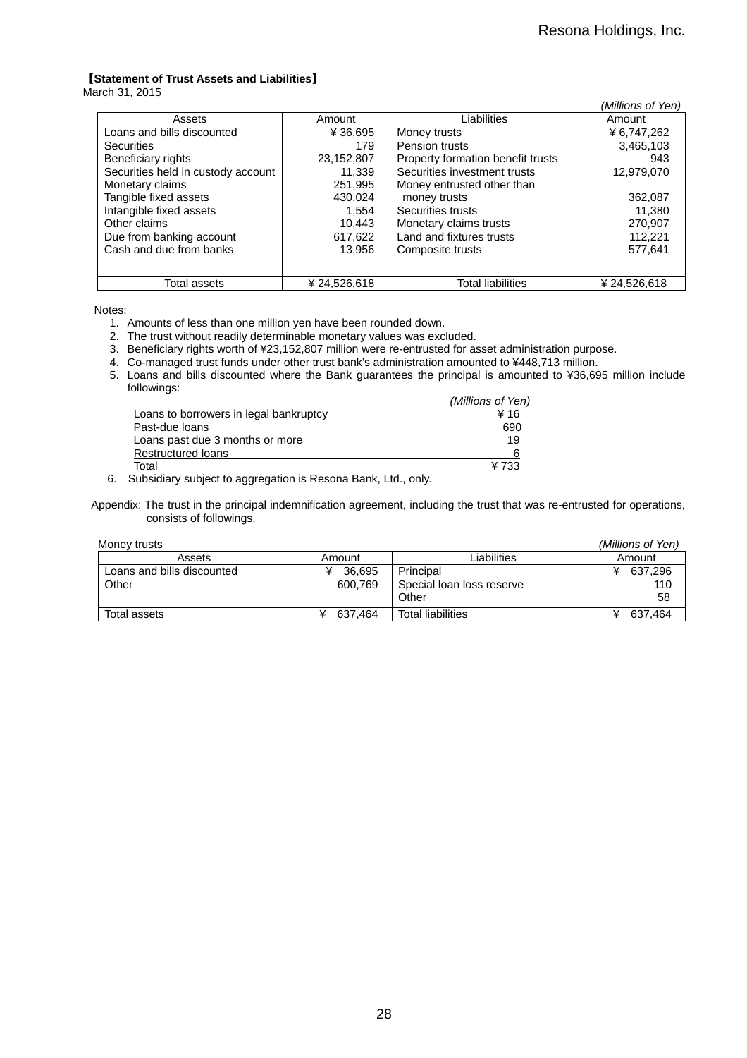**【Statement of Trust Assets and Liabilities】**

March 31, 2015

*(Millions of Yen)*

| Assets | Amount | Liabilities | Amount |
|---|---|---|---|
| Loans and bills discounted | ¥ 36,695 | Money trusts | ¥ 6,747,262 |
| Securities | 179 | Pension trusts | 3,465,103 |
| Beneficiary rights | 23,152,807 | Property formation benefit trusts | 943 |
| Securities held in custody account | 11,339 | Securities investment trusts | 12,979,070 |
| Monetary claims | 251,995 | Money entrusted other than money trusts | 362,087 |
| Tangible fixed assets | 430,024 | Securities trusts | 11,380 |
| Intangible fixed assets | 1,554 | Monetary claims trusts | 270,907 |
| Other claims | 10,443 | Land and fixtures trusts | 112,221 |
| Due from banking account | 617,622 | Composite trusts | 577,641 |
| Cash and due from banks | 13,956 | | |
| Total assets | ¥ 24,526,618 | Total liabilities | ¥ 24,526,618 |

Notes:

1. Amounts of less than one million yen have been rounded down.
2. The trust without readily determinable monetary values was excluded.
3. Beneficiary rights worth of ¥23,152,807 million were re-entrusted for asset administration purpose.
4. Co-managed trust funds under other trust bank's administration amounted to ¥448,713 million.
5. Loans and bills discounted where the Bank guarantees the principal is amounted to ¥36,695 million include followings:

| | (Millions of Yen) |
|---|---|
| Loans to borrowers in legal bankruptcy | ¥ 16 |
| Past-due loans | 690 |
| Loans past due 3 months or more | 19 |
| Restructured loans | 6 |
| Total | ¥ 733 |

6. Subsidiary subject to aggregation is Resona Bank, Ltd., only.

Appendix: The trust in the principal indemnification agreement, including the trust that was re-entrusted for operations, consists of followings.

Money trusts *(Millions of Yen)*

| Assets | Amount | Liabilities | Amount |
|---|---|---|---|
| Loans and bills discounted | ¥ 36,695 | Principal | ¥ 637,296 |
| Other | 600,769 | Special loan loss reserve | 110 |
| | | Other | 58 |
| Total assets | ¥ 637,464 | Total liabilities | ¥ 637,464 |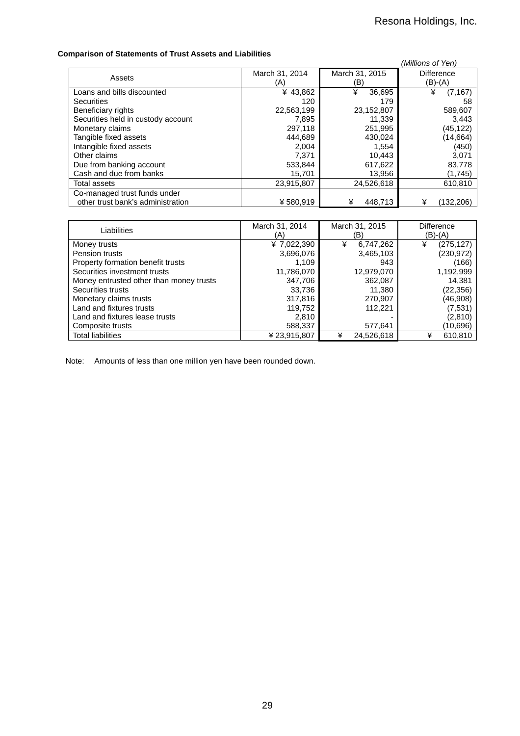**Comparison of Statements of Trust Assets and Liabilities**

*(Millions of Yen)*

| Assets | March 31, 2014 (A) | March 31, 2015 (B) | Difference (B)-(A) |
|---|---|---|---|
| Loans and bills discounted | ¥ 43,862 | ¥ 36,695 | ¥ (7,167) |
| Securities | 120 | 179 | 58 |
| Beneficiary rights | 22,563,199 | 23,152,807 | 589,607 |
| Securities held in custody account | 7,895 | 11,339 | 3,443 |
| Monetary claims | 297,118 | 251,995 | (45,122) |
| Tangible fixed assets | 444,689 | 430,024 | (14,664) |
| Intangible fixed assets | 2,004 | 1,554 | (450) |
| Other claims | 7,371 | 10,443 | 3,071 |
| Due from banking account | 533,844 | 617,622 | 83,778 |
| Cash and due from banks | 15,701 | 13,956 | (1,745) |
| Total assets | 23,915,807 | 24,526,618 | 610,810 |
| Co-managed trust funds under other trust bank's administration | ¥ 580,919 | ¥ 448,713 | ¥ (132,206) |

| Liabilities | March 31, 2014 (A) | March 31, 2015 (B) | Difference (B)-(A) |
|---|---|---|---|
| Money trusts | ¥ 7,022,390 | ¥ 6,747,262 | ¥ (275,127) |
| Pension trusts | 3,696,076 | 3,465,103 | (230,972) |
| Property formation benefit trusts | 1,109 | 943 | (166) |
| Securities investment trusts | 11,786,070 | 12,979,070 | 1,192,999 |
| Money entrusted other than money trusts | 347,706 | 362,087 | 14,381 |
| Securities trusts | 33,736 | 11,380 | (22,356) |
| Monetary claims trusts | 317,816 | 270,907 | (46,908) |
| Land and fixtures trusts | 119,752 | 112,221 | (7,531) |
| Land and fixtures lease trusts | 2,810 | - | (2,810) |
| Composite trusts | 588,337 | 577,641 | (10,696) |
| Total liabilities | ¥ 23,915,807 | ¥ 24,526,618 | ¥ 610,810 |

Note: Amounts of less than one million yen have been rounded down.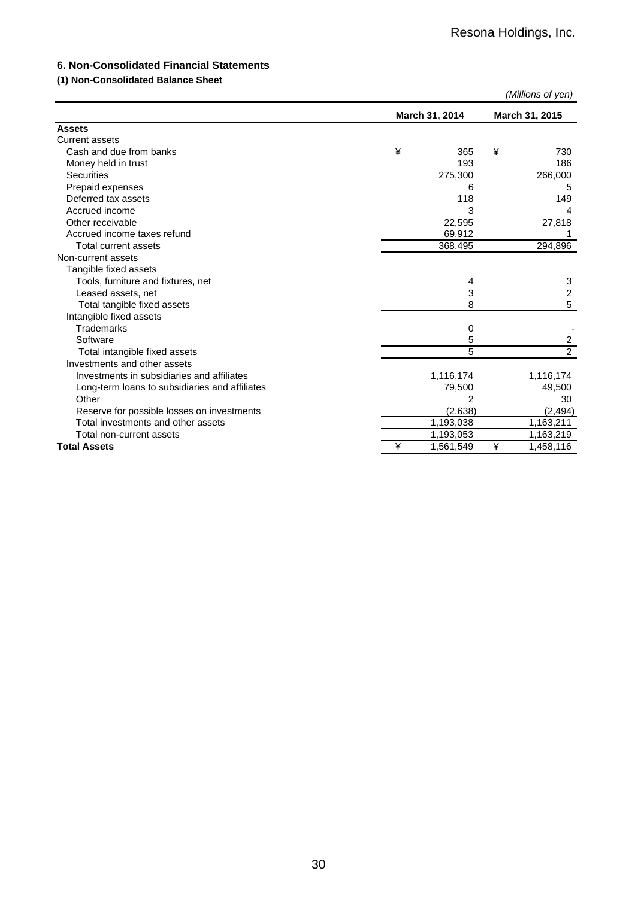## 6. Non-Consolidated Financial Statements

### (1) Non-Consolidated Balance Sheet

*(Millions of yen)*

| | March 31, 2014 | March 31, 2015 |
|---|---|---|
| **Assets** | | |
| Current assets | | |
| Cash and due from banks | ¥ 365 | ¥ 730 |
| Money held in trust | 193 | 186 |
| Securities | 275,300 | 266,000 |
| Prepaid expenses | 6 | 5 |
| Deferred tax assets | 118 | 149 |
| Accrued income | 3 | 4 |
| Other receivable | 22,595 | 27,818 |
| Accrued income taxes refund | 69,912 | 1 |
| Total current assets | 368,495 | 294,896 |
| Non-current assets | | |
| Tangible fixed assets | | |
| Tools, furniture and fixtures, net | 4 | 3 |
| Leased assets, net | 3 | 2 |
| Total tangible fixed assets | 8 | 5 |
| Intangible fixed assets | | |
| Trademarks | 0 | - |
| Software | 5 | 2 |
| Total intangible fixed assets | 5 | 2 |
| Investments and other assets | | |
| Investments in subsidiaries and affiliates | 1,116,174 | 1,116,174 |
| Long-term loans to subsidiaries and affiliates | 79,500 | 49,500 |
| Other | 2 | 30 |
| Reserve for possible losses on investments | (2,638) | (2,494) |
| Total investments and other assets | 1,193,038 | 1,163,211 |
| Total non-current assets | 1,193,053 | 1,163,219 |
| **Total Assets** | ¥ 1,561,549 | ¥ 1,458,116 |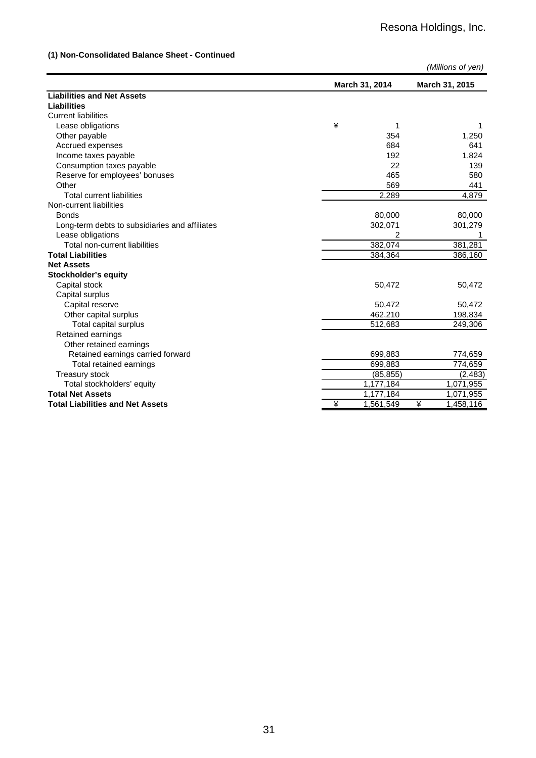### (1) Non-Consolidated Balance Sheet - Continued

*(Millions of yen)*

| | March 31, 2014 | March 31, 2015 |
|---|---|---|
| **Liabilities and Net Assets** | | |
| **Liabilities** | | |
| Current liabilities | | |
| Lease obligations | ¥ 1 | 1 |
| Other payable | 354 | 1,250 |
| Accrued expenses | 684 | 641 |
| Income taxes payable | 192 | 1,824 |
| Consumption taxes payable | 22 | 139 |
| Reserve for employees' bonuses | 465 | 580 |
| Other | 569 | 441 |
| Total current liabilities | 2,289 | 4,879 |
| Non-current liabilities | | |
| Bonds | 80,000 | 80,000 |
| Long-term debts to subsidiaries and affiliates | 302,071 | 301,279 |
| Lease obligations | 2 | 1 |
| Total non-current liabilities | 382,074 | 381,281 |
| **Total Liabilities** | 384,364 | 386,160 |
| **Net Assets** | | |
| **Stockholder's equity** | | |
| Capital stock | 50,472 | 50,472 |
| Capital surplus | | |
| Capital reserve | 50,472 | 50,472 |
| Other capital surplus | 462,210 | 198,834 |
| Total capital surplus | 512,683 | 249,306 |
| Retained earnings | | |
| Other retained earnings | | |
| Retained earnings carried forward | 699,883 | 774,659 |
| Total retained earnings | 699,883 | 774,659 |
| Treasury stock | (85,855) | (2,483) |
| Total stockholders' equity | 1,177,184 | 1,071,955 |
| **Total Net Assets** | 1,177,184 | 1,071,955 |
| **Total Liabilities and Net Assets** | ¥ 1,561,549 | ¥ 1,458,116 |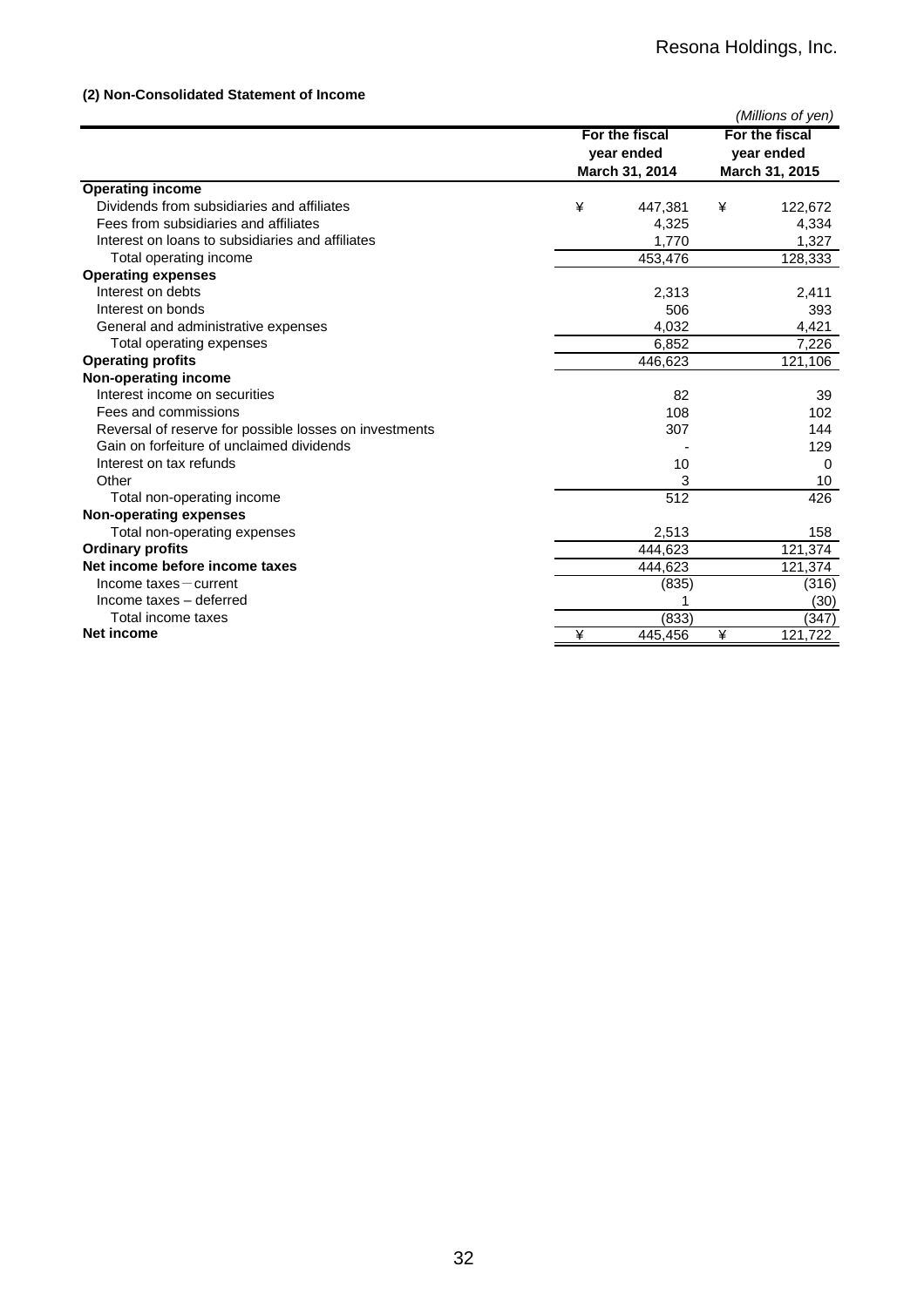### (2) Non-Consolidated Statement of Income

*(Millions of yen)*

| | For the fiscal year ended March 31, 2014 | For the fiscal year ended March 31, 2015 |
|---|---|---|
| **Operating income** | | |
| Dividends from subsidiaries and affiliates | ¥ 447,381 | ¥ 122,672 |
| Fees from subsidiaries and affiliates | 4,325 | 4,334 |
| Interest on loans to subsidiaries and affiliates | 1,770 | 1,327 |
| Total operating income | 453,476 | 128,333 |
| **Operating expenses** | | |
| Interest on debts | 2,313 | 2,411 |
| Interest on bonds | 506 | 393 |
| General and administrative expenses | 4,032 | 4,421 |
| Total operating expenses | 6,852 | 7,226 |
| **Operating profits** | 446,623 | 121,106 |
| **Non-operating income** | | |
| Interest income on securities | 82 | 39 |
| Fees and commissions | 108 | 102 |
| Reversal of reserve for possible losses on investments | 307 | 144 |
| Gain on forfeiture of unclaimed dividends | - | 129 |
| Interest on tax refunds | 10 | 0 |
| Other | 3 | 10 |
| Total non-operating income | 512 | 426 |
| **Non-operating expenses** | | |
| Total non-operating expenses | 2,513 | 158 |
| **Ordinary profits** | 444,623 | 121,374 |
| **Net income before income taxes** | 444,623 | 121,374 |
| Income taxes－current | (835) | (316) |
| Income taxes – deferred | 1 | (30) |
| Total income taxes | (833) | (347) |
| **Net income** | ¥ 445,456 | ¥ 121,722 |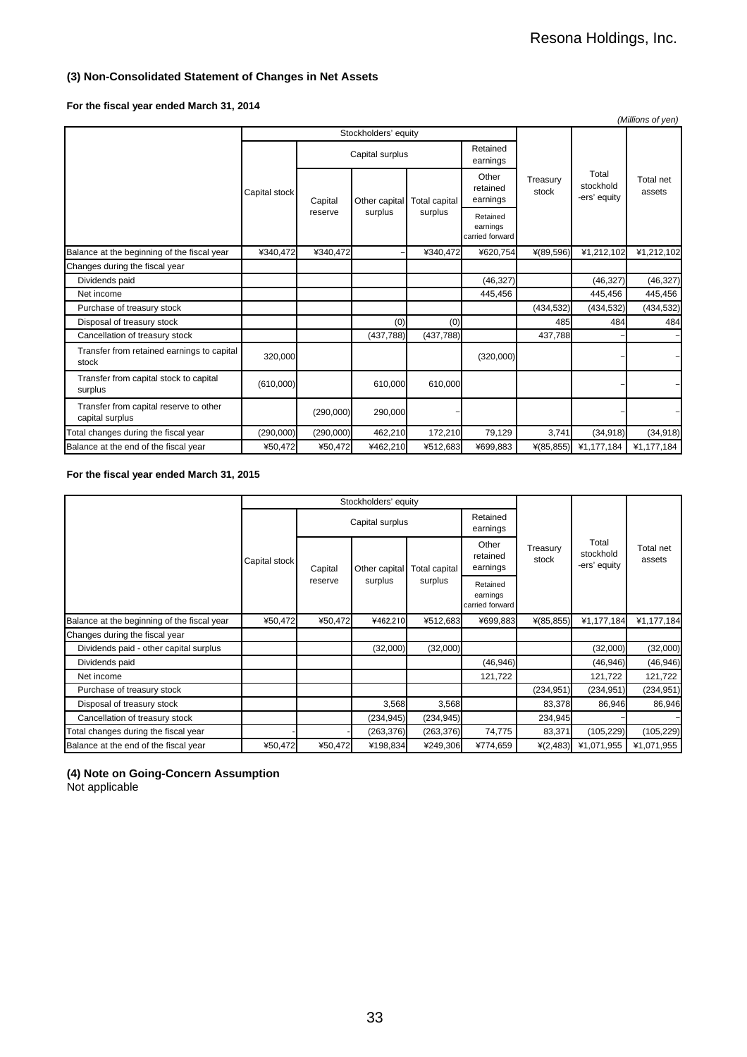### (3) Non-Consolidated Statement of Changes in Net Assets

**For the fiscal year ended March 31, 2014**

*(Millions of yen)*

| | Stockholders' equity | | | | | | | |
|---|---|---|---|---|---|---|---|---|
| | Capital stock | Capital surplus | | | Retained earnings | Treasury stock | Total stockhold -ers' equity | Total net assets |
| | | Capital reserve | Other capital surplus | Total capital surplus | Other retained earnings | | | |
| | | | | | Retained earnings carried forward | | | |
| Balance at the beginning of the fiscal year | ¥340,472 | ¥340,472 | – | ¥340,472 | ¥620,754 | ¥(89,596) | ¥1,212,102 | ¥1,212,102 |
| Changes during the fiscal year | | | | | | | | |
| Dividends paid | | | | | (46,327) | | (46,327) | (46,327) |
| Net income | | | | | 445,456 | | 445,456 | 445,456 |
| Purchase of treasury stock | | | | | | (434,532) | (434,532) | (434,532) |
| Disposal of treasury stock | | | (0) | (0) | | 485 | 484 | 484 |
| Cancellation of treasury stock | | | (437,788) | (437,788) | | 437,788 | – | – |
| Transfer from retained earnings to capital stock | 320,000 | | | | (320,000) | | – | – |
| Transfer from capital stock to capital surplus | (610,000) | | 610,000 | 610,000 | | | – | – |
| Transfer from capital reserve to other capital surplus | | (290,000) | 290,000 | – | | | – | – |
| Total changes during the fiscal year | (290,000) | (290,000) | 462,210 | 172,210 | 79,129 | 3,741 | (34,918) | (34,918) |
| Balance at the end of the fiscal year | ¥50,472 | ¥50,472 | ¥462,210 | ¥512,683 | ¥699,883 | ¥(85,855) | ¥1,177,184 | ¥1,177,184 |

**For the fiscal year ended March 31, 2015**

| | Stockholders' equity | | | | | | | |
|---|---|---|---|---|---|---|---|---|
| | Capital stock | Capital surplus | | | Retained earnings | Treasury stock | Total stockhold -ers' equity | Total net assets |
| | | Capital reserve | Other capital surplus | Total capital surplus | Other retained earnings | | | |
| | | | | | Retained earnings carried forward | | | |
| Balance at the beginning of the fiscal year | ¥50,472 | ¥50,472 | ¥462,210 | ¥512,683 | ¥699,883 | ¥(85,855) | ¥1,177,184 | ¥1,177,184 |
| Changes during the fiscal year | | | | | | | | |
| Dividends paid - other capital surplus | | | (32,000) | (32,000) | | | (32,000) | (32,000) |
| Dividends paid | | | | | (46,946) | | (46,946) | (46,946) |
| Net income | | | | | 121,722 | | 121,722 | 121,722 |
| Purchase of treasury stock | | | | | | (234,951) | (234,951) | (234,951) |
| Disposal of treasury stock | | | 3,568 | 3,568 | | 83,378 | 86,946 | 86,946 |
| Cancellation of treasury stock | | | (234,945) | (234,945) | | 234,945 | – | – |
| Total changes during the fiscal year | - | - | (263,376) | (263,376) | 74,775 | 83,371 | (105,229) | (105,229) |
| Balance at the end of the fiscal year | ¥50,472 | ¥50,472 | ¥198,834 | ¥249,306 | ¥774,659 | ¥(2,483) | ¥1,071,955 | ¥1,071,955 |

### (4) Note on Going-Concern Assumption

Not applicable